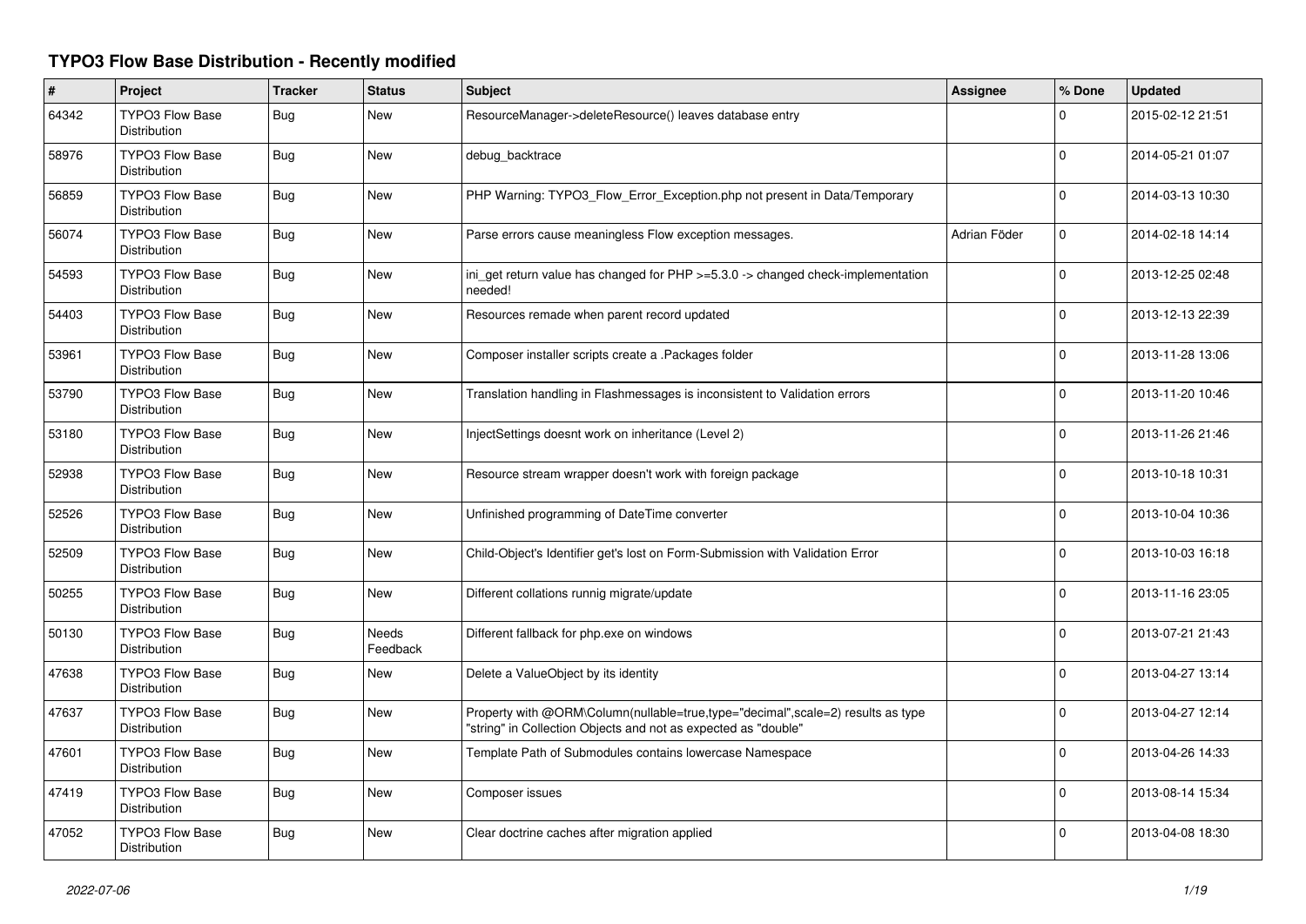# TYPO3 Flow Base Distribution - Recently modified

| # | Project | Tracker | Status | Subject | Assignee | % Done | Updated |
|---|---|---|---|---|---|---|---|
| 64342 | TYPO3 Flow Base Distribution | Bug | New | ResourceManager->deleteResource() leaves database entry | | 0 | 2015-02-12 21:51 |
| 58976 | TYPO3 Flow Base Distribution | Bug | New | debug_backtrace | | 0 | 2014-05-21 01:07 |
| 56859 | TYPO3 Flow Base Distribution | Bug | New | PHP Warning: TYPO3_Flow_Error_Exception.php not present in Data/Temporary | | 0 | 2014-03-13 10:30 |
| 56074 | TYPO3 Flow Base Distribution | Bug | New | Parse errors cause meaningless Flow exception messages. | Adrian Föder | 0 | 2014-02-18 14:14 |
| 54593 | TYPO3 Flow Base Distribution | Bug | New | ini_get return value has changed for PHP >=5.3.0 -> changed check-implementation needed! | | 0 | 2013-12-25 02:48 |
| 54403 | TYPO3 Flow Base Distribution | Bug | New | Resources remade when parent record updated | | 0 | 2013-12-13 22:39 |
| 53961 | TYPO3 Flow Base Distribution | Bug | New | Composer installer scripts create a .Packages folder | | 0 | 2013-11-28 13:06 |
| 53790 | TYPO3 Flow Base Distribution | Bug | New | Translation handling in Flashmessages is inconsistent to Validation errors | | 0 | 2013-11-20 10:46 |
| 53180 | TYPO3 Flow Base Distribution | Bug | New | InjectSettings doesnt work on inheritance (Level 2) | | 0 | 2013-11-26 21:46 |
| 52938 | TYPO3 Flow Base Distribution | Bug | New | Resource stream wrapper doesn't work with foreign package | | 0 | 2013-10-18 10:31 |
| 52526 | TYPO3 Flow Base Distribution | Bug | New | Unfinished programming of DateTime converter | | 0 | 2013-10-04 10:36 |
| 52509 | TYPO3 Flow Base Distribution | Bug | New | Child-Object's Identifier get's lost on Form-Submission with Validation Error | | 0 | 2013-10-03 16:18 |
| 50255 | TYPO3 Flow Base Distribution | Bug | New | Different collations runnig migrate/update | | 0 | 2013-11-16 23:05 |
| 50130 | TYPO3 Flow Base Distribution | Bug | Needs Feedback | Different fallback for php.exe on windows | | 0 | 2013-07-21 21:43 |
| 47638 | TYPO3 Flow Base Distribution | Bug | New | Delete a ValueObject by its identity | | 0 | 2013-04-27 13:14 |
| 47637 | TYPO3 Flow Base Distribution | Bug | New | Property with @ORM\Column(nullable=true,type="decimal",scale=2) results as type "string" in Collection Objects and not as expected as "double" | | 0 | 2013-04-27 12:14 |
| 47601 | TYPO3 Flow Base Distribution | Bug | New | Template Path of Submodules contains lowercase Namespace | | 0 | 2013-04-26 14:33 |
| 47419 | TYPO3 Flow Base Distribution | Bug | New | Composer issues | | 0 | 2013-08-14 15:34 |
| 47052 | TYPO3 Flow Base Distribution | Bug | New | Clear doctrine caches after migration applied | | 0 | 2013-04-08 18:30 |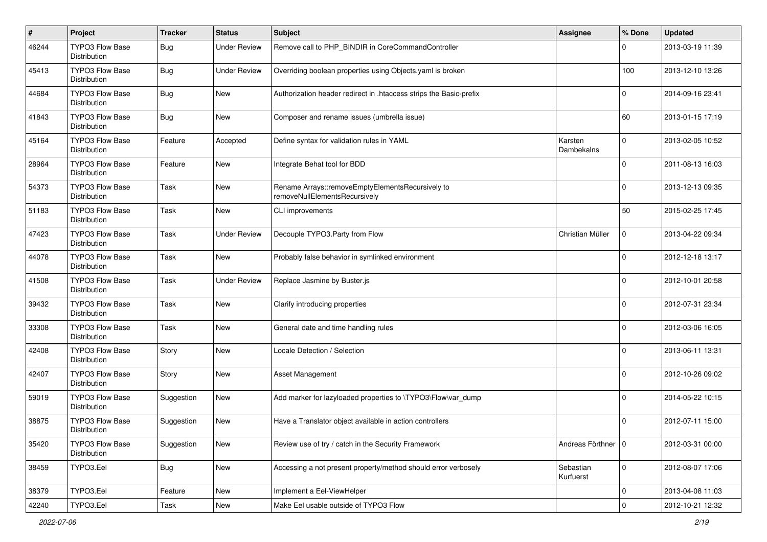| # | Project | Tracker | Status | Subject | Assignee | % Done | Updated |
|---|---|---|---|---|---|---|---|
| 46244 | TYPO3 Flow Base Distribution | Bug | Under Review | Remove call to PHP_BINDIR in CoreCommandController | | 0 | 2013-03-19 11:39 |
| 45413 | TYPO3 Flow Base Distribution | Bug | Under Review | Overriding boolean properties using Objects.yaml is broken | | 100 | 2013-12-10 13:26 |
| 44684 | TYPO3 Flow Base Distribution | Bug | New | Authorization header redirect in .htaccess strips the Basic-prefix | | 0 | 2014-09-16 23:41 |
| 41843 | TYPO3 Flow Base Distribution | Bug | New | Composer and rename issues (umbrella issue) | | 60 | 2013-01-15 17:19 |
| 45164 | TYPO3 Flow Base Distribution | Feature | Accepted | Define syntax for validation rules in YAML | Karsten Dambekalns | 0 | 2013-02-05 10:52 |
| 28964 | TYPO3 Flow Base Distribution | Feature | New | Integrate Behat tool for BDD | | 0 | 2011-08-13 16:03 |
| 54373 | TYPO3 Flow Base Distribution | Task | New | Rename Arrays::removeEmptyElementsRecursively to removeNullElementsRecursively | | 0 | 2013-12-13 09:35 |
| 51183 | TYPO3 Flow Base Distribution | Task | New | CLI improvements | | 50 | 2015-02-25 17:45 |
| 47423 | TYPO3 Flow Base Distribution | Task | Under Review | Decouple TYPO3.Party from Flow | Christian Müller | 0 | 2013-04-22 09:34 |
| 44078 | TYPO3 Flow Base Distribution | Task | New | Probably false behavior in symlinked environment | | 0 | 2012-12-18 13:17 |
| 41508 | TYPO3 Flow Base Distribution | Task | Under Review | Replace Jasmine by Buster.js | | 0 | 2012-10-01 20:58 |
| 39432 | TYPO3 Flow Base Distribution | Task | New | Clarify introducing properties | | 0 | 2012-07-31 23:34 |
| 33308 | TYPO3 Flow Base Distribution | Task | New | General date and time handling rules | | 0 | 2012-03-06 16:05 |
| 42408 | TYPO3 Flow Base Distribution | Story | New | Locale Detection / Selection | | 0 | 2013-06-11 13:31 |
| 42407 | TYPO3 Flow Base Distribution | Story | New | Asset Management | | 0 | 2012-10-26 09:02 |
| 59019 | TYPO3 Flow Base Distribution | Suggestion | New | Add marker for lazyloaded properties to \TYPO3\Flow\var_dump | | 0 | 2014-05-22 10:15 |
| 38875 | TYPO3 Flow Base Distribution | Suggestion | New | Have a Translator object available in action controllers | | 0 | 2012-07-11 15:00 |
| 35420 | TYPO3 Flow Base Distribution | Suggestion | New | Review use of try / catch in the Security Framework | Andreas Förthner | 0 | 2012-03-31 00:00 |
| 38459 | TYPO3.Eel | Bug | New | Accessing a not present property/method should error verbosely | Sebastian Kurfuerst | 0 | 2012-08-07 17:06 |
| 38379 | TYPO3.Eel | Feature | New | Implement a Eel-ViewHelper | | 0 | 2013-04-08 11:03 |
| 42240 | TYPO3.Eel | Task | New | Make Eel usable outside of TYPO3 Flow | | 0 | 2012-10-21 12:32 |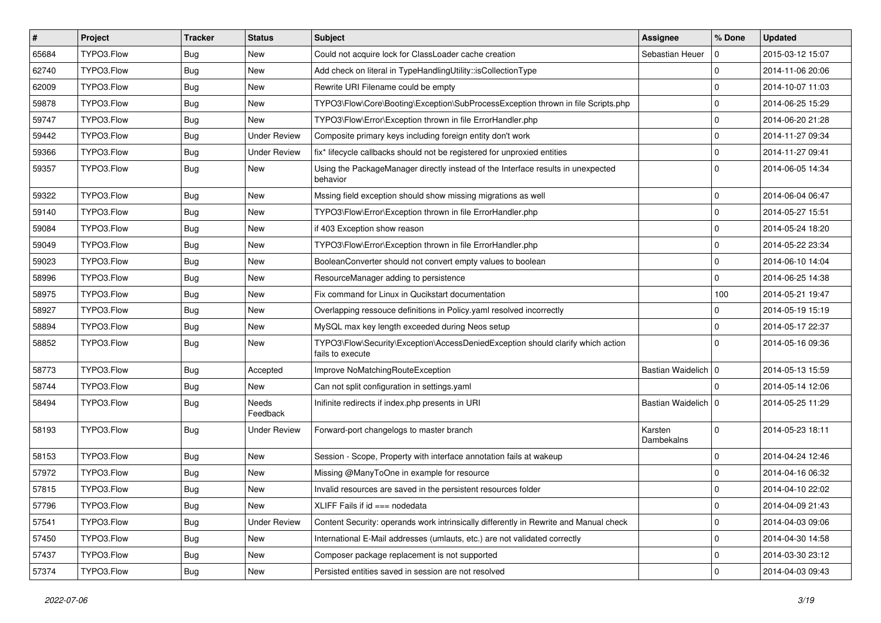| # | Project | Tracker | Status | Subject | Assignee | % Done | Updated |
|---|---|---|---|---|---|---|---|
| 65684 | TYPO3.Flow | Bug | New | Could not acquire lock for ClassLoader cache creation | Sebastian Heuer | 0 | 2015-03-12 15:07 |
| 62740 | TYPO3.Flow | Bug | New | Add check on literal in TypeHandlingUtility::isCollectionType | | 0 | 2014-11-06 20:06 |
| 62009 | TYPO3.Flow | Bug | New | Rewrite URI Filename could be empty | | 0 | 2014-10-07 11:03 |
| 59878 | TYPO3.Flow | Bug | New | TYPO3\Flow\Core\Booting\Exception\SubProcessException thrown in file Scripts.php | | 0 | 2014-06-25 15:29 |
| 59747 | TYPO3.Flow | Bug | New | TYPO3\Flow\Error\Exception thrown in file ErrorHandler.php | | 0 | 2014-06-20 21:28 |
| 59442 | TYPO3.Flow | Bug | Under Review | Composite primary keys including foreign entity don't work | | 0 | 2014-11-27 09:34 |
| 59366 | TYPO3.Flow | Bug | Under Review | fix* lifecycle callbacks should not be registered for unproxied entities | | 0 | 2014-11-27 09:41 |
| 59357 | TYPO3.Flow | Bug | New | Using the PackageManager directly instead of the Interface results in unexpected behavior | | 0 | 2014-06-05 14:34 |
| 59322 | TYPO3.Flow | Bug | New | Mssing field exception should show missing migrations as well | | 0 | 2014-06-04 06:47 |
| 59140 | TYPO3.Flow | Bug | New | TYPO3\Flow\Error\Exception thrown in file ErrorHandler.php | | 0 | 2014-05-27 15:51 |
| 59084 | TYPO3.Flow | Bug | New | if 403 Exception show reason | | 0 | 2014-05-24 18:20 |
| 59049 | TYPO3.Flow | Bug | New | TYPO3\Flow\Error\Exception thrown in file ErrorHandler.php | | 0 | 2014-05-22 23:34 |
| 59023 | TYPO3.Flow | Bug | New | BooleanConverter should not convert empty values to boolean | | 0 | 2014-06-10 14:04 |
| 58996 | TYPO3.Flow | Bug | New | ResourceManager adding to persistence | | 0 | 2014-06-25 14:38 |
| 58975 | TYPO3.Flow | Bug | New | Fix command for Linux in Qucikstart documentation | | 100 | 2014-05-21 19:47 |
| 58927 | TYPO3.Flow | Bug | New | Overlapping ressouce definitions in Policy.yaml resolved incorrectly | | 0 | 2014-05-19 15:19 |
| 58894 | TYPO3.Flow | Bug | New | MySQL max key length exceeded during Neos setup | | 0 | 2014-05-17 22:37 |
| 58852 | TYPO3.Flow | Bug | New | TYPO3\Flow\Security\Exception\AccessDeniedException should clarify which action fails to execute | | 0 | 2014-05-16 09:36 |
| 58773 | TYPO3.Flow | Bug | Accepted | Improve NoMatchingRouteException | Bastian Waidelich | 0 | 2014-05-13 15:59 |
| 58744 | TYPO3.Flow | Bug | New | Can not split configuration in settings.yaml | | 0 | 2014-05-14 12:06 |
| 58494 | TYPO3.Flow | Bug | Needs Feedback | Inifinite redirects if index.php presents in URI | Bastian Waidelich | 0 | 2014-05-25 11:29 |
| 58193 | TYPO3.Flow | Bug | Under Review | Forward-port changelogs to master branch | Karsten Dambekalns | 0 | 2014-05-23 18:11 |
| 58153 | TYPO3.Flow | Bug | New | Session - Scope, Property with interface annotation fails at wakeup | | 0 | 2014-04-24 12:46 |
| 57972 | TYPO3.Flow | Bug | New | Missing @ManyToOne in example for resource | | 0 | 2014-04-16 06:32 |
| 57815 | TYPO3.Flow | Bug | New | Invalid resources are saved in the persistent resources folder | | 0 | 2014-04-10 22:02 |
| 57796 | TYPO3.Flow | Bug | New | XLIFF Fails if id === nodedata | | 0 | 2014-04-09 21:43 |
| 57541 | TYPO3.Flow | Bug | Under Review | Content Security: operands work intrinsically differently in Rewrite and Manual check | | 0 | 2014-04-03 09:06 |
| 57450 | TYPO3.Flow | Bug | New | International E-Mail addresses (umlauts, etc.) are not validated correctly | | 0 | 2014-04-30 14:58 |
| 57437 | TYPO3.Flow | Bug | New | Composer package replacement is not supported | | 0 | 2014-03-30 23:12 |
| 57374 | TYPO3.Flow | Bug | New | Persisted entities saved in session are not resolved | | 0 | 2014-04-03 09:43 |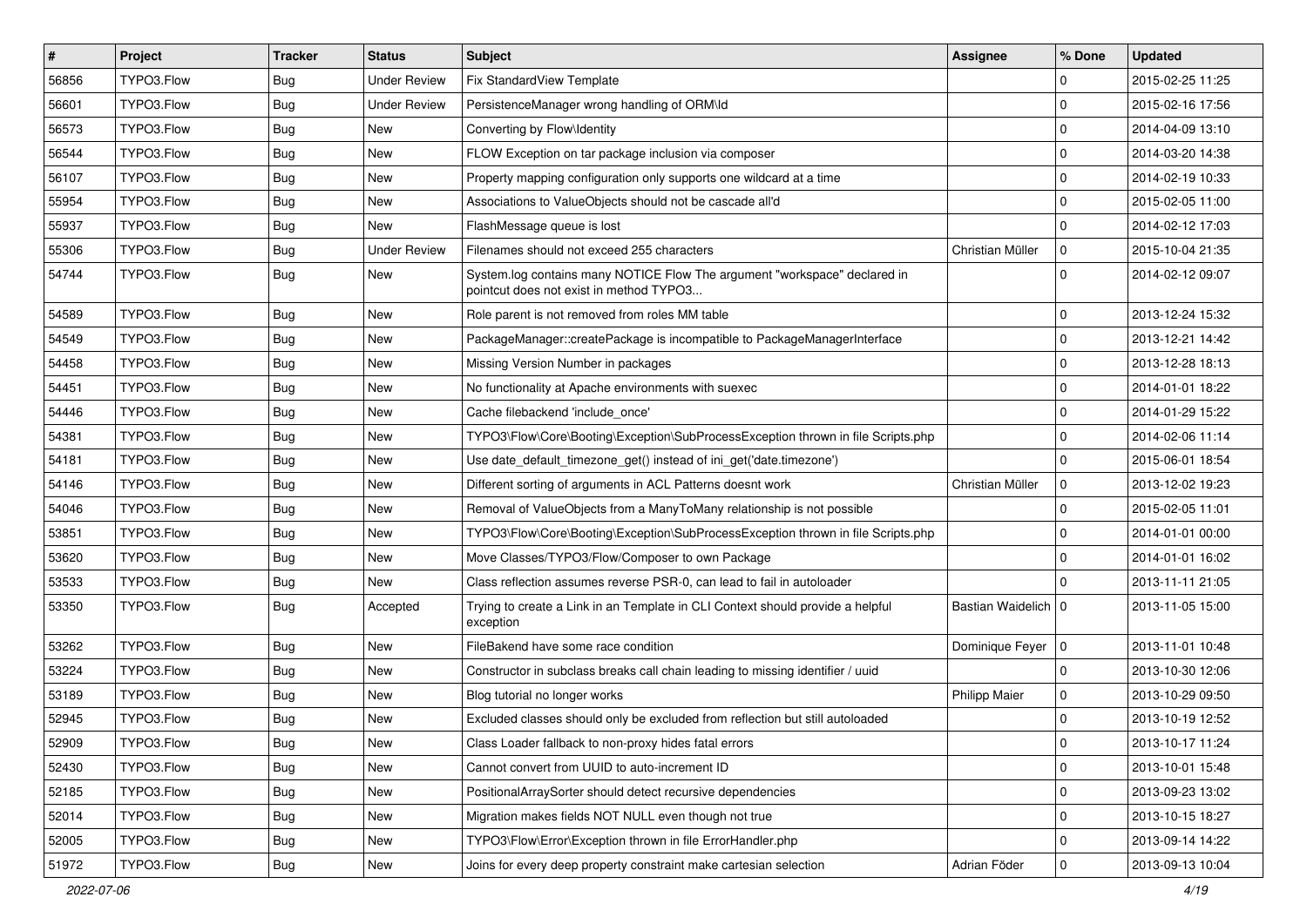| # | Project | Tracker | Status | Subject | Assignee | % Done | Updated |
|---|---|---|---|---|---|---|---|
| 56856 | TYPO3.Flow | Bug | Under Review | Fix StandardView Template | | 0 | 2015-02-25 11:25 |
| 56601 | TYPO3.Flow | Bug | Under Review | PersistenceManager wrong handling of ORM\Id | | 0 | 2015-02-16 17:56 |
| 56573 | TYPO3.Flow | Bug | New | Converting by Flow\Identity | | 0 | 2014-04-09 13:10 |
| 56544 | TYPO3.Flow | Bug | New | FLOW Exception on tar package inclusion via composer | | 0 | 2014-03-20 14:38 |
| 56107 | TYPO3.Flow | Bug | New | Property mapping configuration only supports one wildcard at a time | | 0 | 2014-02-19 10:33 |
| 55954 | TYPO3.Flow | Bug | New | Associations to ValueObjects should not be cascade all'd | | 0 | 2015-02-05 11:00 |
| 55937 | TYPO3.Flow | Bug | New | FlashMessage queue is lost | | 0 | 2014-02-12 17:03 |
| 55306 | TYPO3.Flow | Bug | Under Review | Filenames should not exceed 255 characters | Christian Müller | 0 | 2015-10-04 21:35 |
| 54744 | TYPO3.Flow | Bug | New | System.log contains many NOTICE Flow The argument "workspace" declared in pointcut does not exist in method TYPO3... | | 0 | 2014-02-12 09:07 |
| 54589 | TYPO3.Flow | Bug | New | Role parent is not removed from roles MM table | | 0 | 2013-12-24 15:32 |
| 54549 | TYPO3.Flow | Bug | New | PackageManager::createPackage is incompatible to PackageManagerInterface | | 0 | 2013-12-21 14:42 |
| 54458 | TYPO3.Flow | Bug | New | Missing Version Number in packages | | 0 | 2013-12-28 18:13 |
| 54451 | TYPO3.Flow | Bug | New | No functionality at Apache environments with suexec | | 0 | 2014-01-01 18:22 |
| 54446 | TYPO3.Flow | Bug | New | Cache filebackend 'include_once' | | 0 | 2014-01-29 15:22 |
| 54381 | TYPO3.Flow | Bug | New | TYPO3\Flow\Core\Booting\Exception\SubProcessException thrown in file Scripts.php | | 0 | 2014-02-06 11:14 |
| 54181 | TYPO3.Flow | Bug | New | Use date_default_timezone_get() instead of ini_get('date.timezone') | | 0 | 2015-06-01 18:54 |
| 54146 | TYPO3.Flow | Bug | New | Different sorting of arguments in ACL Patterns doesnt work | Christian Müller | 0 | 2013-12-02 19:23 |
| 54046 | TYPO3.Flow | Bug | New | Removal of ValueObjects from a ManyToMany relationship is not possible | | 0 | 2015-02-05 11:01 |
| 53851 | TYPO3.Flow | Bug | New | TYPO3\Flow\Core\Booting\Exception\SubProcessException thrown in file Scripts.php | | 0 | 2014-01-01 00:00 |
| 53620 | TYPO3.Flow | Bug | New | Move Classes/TYPO3/Flow/Composer to own Package | | 0 | 2014-01-01 16:02 |
| 53533 | TYPO3.Flow | Bug | New | Class reflection assumes reverse PSR-0, can lead to fail in autoloader | | 0 | 2013-11-11 21:05 |
| 53350 | TYPO3.Flow | Bug | Accepted | Trying to create a Link in an Template in CLI Context should provide a helpful exception | Bastian Waidelich | 0 | 2013-11-05 15:00 |
| 53262 | TYPO3.Flow | Bug | New | FileBakend have some race condition | Dominique Feyer | 0 | 2013-11-01 10:48 |
| 53224 | TYPO3.Flow | Bug | New | Constructor in subclass breaks call chain leading to missing identifier / uuid | | 0 | 2013-10-30 12:06 |
| 53189 | TYPO3.Flow | Bug | New | Blog tutorial no longer works | Philipp Maier | 0 | 2013-10-29 09:50 |
| 52945 | TYPO3.Flow | Bug | New | Excluded classes should only be excluded from reflection but still autoloaded | | 0 | 2013-10-19 12:52 |
| 52909 | TYPO3.Flow | Bug | New | Class Loader fallback to non-proxy hides fatal errors | | 0 | 2013-10-17 11:24 |
| 52430 | TYPO3.Flow | Bug | New | Cannot convert from UUID to auto-increment ID | | 0 | 2013-10-01 15:48 |
| 52185 | TYPO3.Flow | Bug | New | PositionalArraySorter should detect recursive dependencies | | 0 | 2013-09-23 13:02 |
| 52014 | TYPO3.Flow | Bug | New | Migration makes fields NOT NULL even though not true | | 0 | 2013-10-15 18:27 |
| 52005 | TYPO3.Flow | Bug | New | TYPO3\Flow\Error\Exception thrown in file ErrorHandler.php | | 0 | 2013-09-14 14:22 |
| 51972 | TYPO3.Flow | Bug | New | Joins for every deep property constraint make cartesian selection | Adrian Föder | 0 | 2013-09-13 10:04 |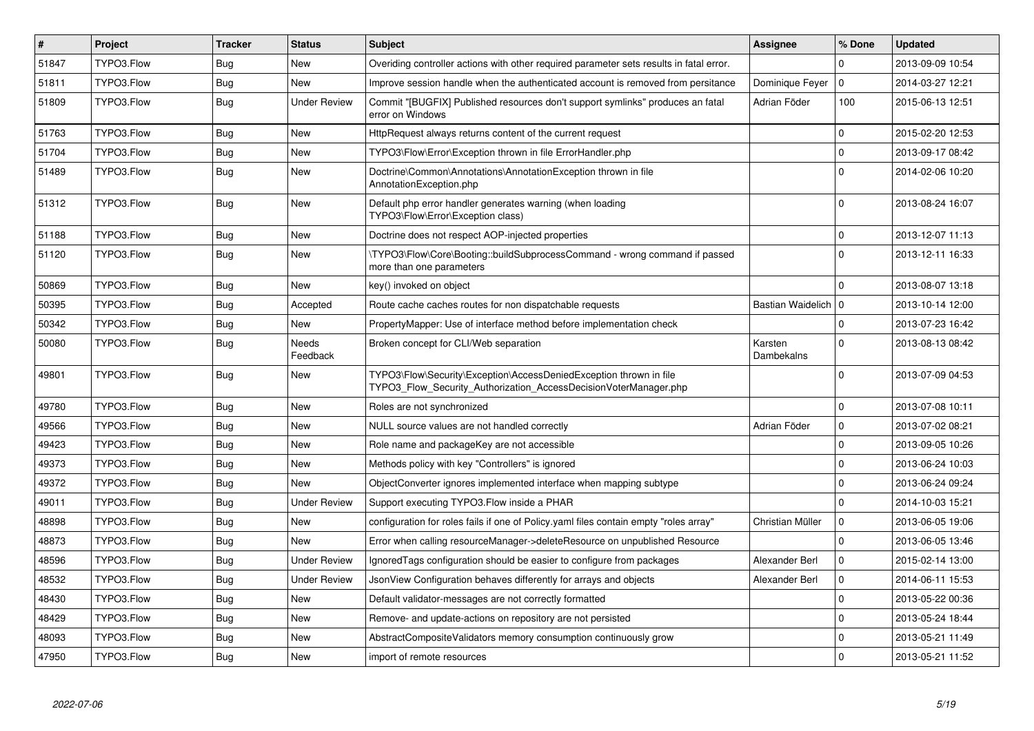| # | Project | Tracker | Status | Subject | Assignee | % Done | Updated |
|---|---|---|---|---|---|---|---|
| 51847 | TYPO3.Flow | Bug | New | Overiding controller actions with other required parameter sets results in fatal error. | | 0 | 2013-09-09 10:54 |
| 51811 | TYPO3.Flow | Bug | New | Improve session handle when the authenticated account is removed from persitance | Dominique Feyer | 0 | 2014-03-27 12:21 |
| 51809 | TYPO3.Flow | Bug | Under Review | Commit "[BUGFIX] Published resources don't support symlinks" produces an fatal error on Windows | Adrian Föder | 100 | 2015-06-13 12:51 |
| 51763 | TYPO3.Flow | Bug | New | HttpRequest always returns content of the current request | | 0 | 2015-02-20 12:53 |
| 51704 | TYPO3.Flow | Bug | New | TYPO3\Flow\Error\Exception thrown in file ErrorHandler.php | | 0 | 2013-09-17 08:42 |
| 51489 | TYPO3.Flow | Bug | New | Doctrine\Common\Annotations\AnnotationException thrown in file AnnotationException.php | | 0 | 2014-02-06 10:20 |
| 51312 | TYPO3.Flow | Bug | New | Default php error handler generates warning (when loading TYPO3\Flow\Error\Exception class) | | 0 | 2013-08-24 16:07 |
| 51188 | TYPO3.Flow | Bug | New | Doctrine does not respect AOP-injected properties | | 0 | 2013-12-07 11:13 |
| 51120 | TYPO3.Flow | Bug | New | \TYPO3\Flow\Core\Booting::buildSubprocessCommand - wrong command if passed more than one parameters | | 0 | 2013-12-11 16:33 |
| 50869 | TYPO3.Flow | Bug | New | key() invoked on object | | 0 | 2013-08-07 13:18 |
| 50395 | TYPO3.Flow | Bug | Accepted | Route cache caches routes for non dispatchable requests | Bastian Waidelich | 0 | 2013-10-14 12:00 |
| 50342 | TYPO3.Flow | Bug | New | PropertyMapper: Use of interface method before implementation check | | 0 | 2013-07-23 16:42 |
| 50080 | TYPO3.Flow | Bug | Needs Feedback | Broken concept for CLI/Web separation | Karsten Dambekalns | 0 | 2013-08-13 08:42 |
| 49801 | TYPO3.Flow | Bug | New | TYPO3\Flow\Security\Exception\AccessDeniedException thrown in file TYPO3_Flow_Security_Authorization_AccessDecisionVoterManager.php | | 0 | 2013-07-09 04:53 |
| 49780 | TYPO3.Flow | Bug | New | Roles are not synchronized | | 0 | 2013-07-08 10:11 |
| 49566 | TYPO3.Flow | Bug | New | NULL source values are not handled correctly | Adrian Föder | 0 | 2013-07-02 08:21 |
| 49423 | TYPO3.Flow | Bug | New | Role name and packageKey are not accessible | | 0 | 2013-09-05 10:26 |
| 49373 | TYPO3.Flow | Bug | New | Methods policy with key "Controllers" is ignored | | 0 | 2013-06-24 10:03 |
| 49372 | TYPO3.Flow | Bug | New | ObjectConverter ignores implemented interface when mapping subtype | | 0 | 2013-06-24 09:24 |
| 49011 | TYPO3.Flow | Bug | Under Review | Support executing TYPO3.Flow inside a PHAR | | 0 | 2014-10-03 15:21 |
| 48898 | TYPO3.Flow | Bug | New | configuration for roles fails if one of Policy.yaml files contain empty "roles array" | Christian Müller | 0 | 2013-06-05 19:06 |
| 48873 | TYPO3.Flow | Bug | New | Error when calling resourceManager->deleteResource on unpublished Resource | | 0 | 2013-06-05 13:46 |
| 48596 | TYPO3.Flow | Bug | Under Review | IgnoredTags configuration should be easier to configure from packages | Alexander Berl | 0 | 2015-02-14 13:00 |
| 48532 | TYPO3.Flow | Bug | Under Review | JsonView Configuration behaves differently for arrays and objects | Alexander Berl | 0 | 2014-06-11 15:53 |
| 48430 | TYPO3.Flow | Bug | New | Default validator-messages are not correctly formatted | | 0 | 2013-05-22 00:36 |
| 48429 | TYPO3.Flow | Bug | New | Remove- and update-actions on repository are not persisted | | 0 | 2013-05-24 18:44 |
| 48093 | TYPO3.Flow | Bug | New | AbstractCompositeValidators memory consumption continuously grow | | 0 | 2013-05-21 11:49 |
| 47950 | TYPO3.Flow | Bug | New | import of remote resources | | 0 | 2013-05-21 11:52 |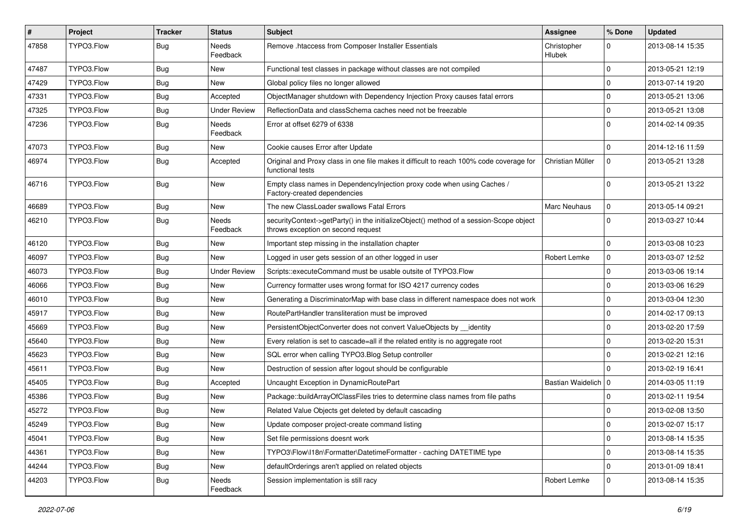| # | Project | Tracker | Status | Subject | Assignee | % Done | Updated |
|---|---|---|---|---|---|---|---|
| 47858 | TYPO3.Flow | Bug | Needs Feedback | Remove .htaccess from Composer Installer Essentials | Christopher Hlubek | 0 | 2013-08-14 15:35 |
| 47487 | TYPO3.Flow | Bug | New | Functional test classes in package without classes are not compiled | | 0 | 2013-05-21 12:19 |
| 47429 | TYPO3.Flow | Bug | New | Global policy files no longer allowed | | 0 | 2013-07-14 19:20 |
| 47331 | TYPO3.Flow | Bug | Accepted | ObjectManager shutdown with Dependency Injection Proxy causes fatal errors | | 0 | 2013-05-21 13:06 |
| 47325 | TYPO3.Flow | Bug | Under Review | ReflectionData and classSchema caches need not be freezable | | 0 | 2013-05-21 13:08 |
| 47236 | TYPO3.Flow | Bug | Needs Feedback | Error at offset 6279 of 6338 | | 0 | 2014-02-14 09:35 |
| 47073 | TYPO3.Flow | Bug | New | Cookie causes Error after Update | | 0 | 2014-12-16 11:59 |
| 46974 | TYPO3.Flow | Bug | Accepted | Original and Proxy class in one file makes it difficult to reach 100% code coverage for functional tests | Christian Müller | 0 | 2013-05-21 13:28 |
| 46716 | TYPO3.Flow | Bug | New | Empty class names in DependencyInjection proxy code when using Caches / Factory-created dependencies | | 0 | 2013-05-21 13:22 |
| 46689 | TYPO3.Flow | Bug | New | The new ClassLoader swallows Fatal Errors | Marc Neuhaus | 0 | 2013-05-14 09:21 |
| 46210 | TYPO3.Flow | Bug | Needs Feedback | securityContext->getParty() in the initializeObject() method of a session-Scope object throws exception on second request | | 0 | 2013-03-27 10:44 |
| 46120 | TYPO3.Flow | Bug | New | Important step missing in the installation chapter | | 0 | 2013-03-08 10:23 |
| 46097 | TYPO3.Flow | Bug | New | Logged in user gets session of an other logged in user | Robert Lemke | 0 | 2013-03-07 12:52 |
| 46073 | TYPO3.Flow | Bug | Under Review | Scripts::executeCommand must be usable outsite of TYPO3.Flow | | 0 | 2013-03-06 19:14 |
| 46066 | TYPO3.Flow | Bug | New | Currency formatter uses wrong format for ISO 4217 currency codes | | 0 | 2013-03-06 16:29 |
| 46010 | TYPO3.Flow | Bug | New | Generating a DiscriminatorMap with base class in different namespace does not work | | 0 | 2013-03-04 12:30 |
| 45917 | TYPO3.Flow | Bug | New | RoutePartHandler transliteration must be improved | | 0 | 2014-02-17 09:13 |
| 45669 | TYPO3.Flow | Bug | New | PersistentObjectConverter does not convert ValueObjects by __identity | | 0 | 2013-02-20 17:59 |
| 45640 | TYPO3.Flow | Bug | New | Every relation is set to cascade=all if the related entity is no aggregate root | | 0 | 2013-02-20 15:31 |
| 45623 | TYPO3.Flow | Bug | New | SQL error when calling TYPO3.Blog Setup controller | | 0 | 2013-02-21 12:16 |
| 45611 | TYPO3.Flow | Bug | New | Destruction of session after logout should be configurable | | 0 | 2013-02-19 16:41 |
| 45405 | TYPO3.Flow | Bug | Accepted | Uncaught Exception in DynamicRoutePart | Bastian Waidelich | 0 | 2014-03-05 11:19 |
| 45386 | TYPO3.Flow | Bug | New | Package::buildArrayOfClassFiles tries to determine class names from file paths | | 0 | 2013-02-11 19:54 |
| 45272 | TYPO3.Flow | Bug | New | Related Value Objects get deleted by default cascading | | 0 | 2013-02-08 13:50 |
| 45249 | TYPO3.Flow | Bug | New | Update composer project-create command listing | | 0 | 2013-02-07 15:17 |
| 45041 | TYPO3.Flow | Bug | New | Set file permissions doesnt work | | 0 | 2013-08-14 15:35 |
| 44361 | TYPO3.Flow | Bug | New | TYPO3\Flow\I18n\Formatter\DatetimeFormatter - caching DATETIME type | | 0 | 2013-08-14 15:35 |
| 44244 | TYPO3.Flow | Bug | New | defaultOrderings aren't applied on related objects | | 0 | 2013-01-09 18:41 |
| 44203 | TYPO3.Flow | Bug | Needs Feedback | Session implementation is still racy | Robert Lemke | 0 | 2013-08-14 15:35 |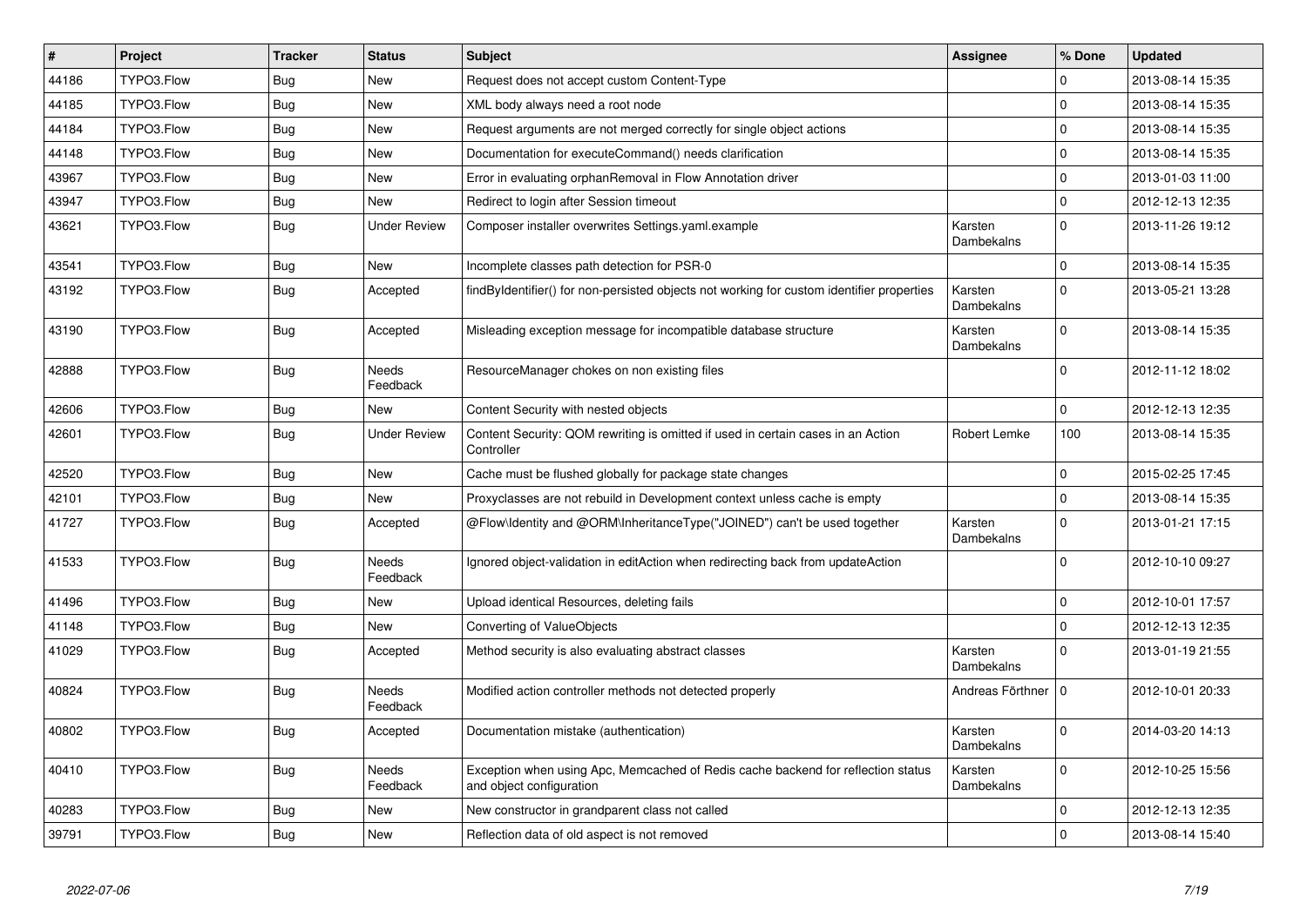| # | Project | Tracker | Status | Subject | Assignee | % Done | Updated |
|---|---|---|---|---|---|---|---|
| 44186 | TYPO3.Flow | Bug | New | Request does not accept custom Content-Type | | 0 | 2013-08-14 15:35 |
| 44185 | TYPO3.Flow | Bug | New | XML body always need a root node | | 0 | 2013-08-14 15:35 |
| 44184 | TYPO3.Flow | Bug | New | Request arguments are not merged correctly for single object actions | | 0 | 2013-08-14 15:35 |
| 44148 | TYPO3.Flow | Bug | New | Documentation for executeCommand() needs clarification | | 0 | 2013-08-14 15:35 |
| 43967 | TYPO3.Flow | Bug | New | Error in evaluating orphanRemoval in Flow Annotation driver | | 0 | 2013-01-03 11:00 |
| 43947 | TYPO3.Flow | Bug | New | Redirect to login after Session timeout | | 0 | 2012-12-13 12:35 |
| 43621 | TYPO3.Flow | Bug | Under Review | Composer installer overwrites Settings.yaml.example | Karsten Dambekalns | 0 | 2013-11-26 19:12 |
| 43541 | TYPO3.Flow | Bug | New | Incomplete classes path detection for PSR-0 | | 0 | 2013-08-14 15:35 |
| 43192 | TYPO3.Flow | Bug | Accepted | findByIdentifier() for non-persisted objects not working for custom identifier properties | Karsten Dambekalns | 0 | 2013-05-21 13:28 |
| 43190 | TYPO3.Flow | Bug | Accepted | Misleading exception message for incompatible database structure | Karsten Dambekalns | 0 | 2013-08-14 15:35 |
| 42888 | TYPO3.Flow | Bug | Needs Feedback | ResourceManager chokes on non existing files | | 0 | 2012-11-12 18:02 |
| 42606 | TYPO3.Flow | Bug | New | Content Security with nested objects | | 0 | 2012-12-13 12:35 |
| 42601 | TYPO3.Flow | Bug | Under Review | Content Security: QOM rewriting is omitted if used in certain cases in an Action Controller | Robert Lemke | 100 | 2013-08-14 15:35 |
| 42520 | TYPO3.Flow | Bug | New | Cache must be flushed globally for package state changes | | 0 | 2015-02-25 17:45 |
| 42101 | TYPO3.Flow | Bug | New | Proxyclasses are not rebuild in Development context unless cache is empty | | 0 | 2013-08-14 15:35 |
| 41727 | TYPO3.Flow | Bug | Accepted | @Flow\Identity and @ORM\InheritanceType("JOINED") can't be used together | Karsten Dambekalns | 0 | 2013-01-21 17:15 |
| 41533 | TYPO3.Flow | Bug | Needs Feedback | Ignored object-validation in editAction when redirecting back from updateAction | | 0 | 2012-10-10 09:27 |
| 41496 | TYPO3.Flow | Bug | New | Upload identical Resources, deleting fails | | 0 | 2012-10-01 17:57 |
| 41148 | TYPO3.Flow | Bug | New | Converting of ValueObjects | | 0 | 2012-12-13 12:35 |
| 41029 | TYPO3.Flow | Bug | Accepted | Method security is also evaluating abstract classes | Karsten Dambekalns | 0 | 2013-01-19 21:55 |
| 40824 | TYPO3.Flow | Bug | Needs Feedback | Modified action controller methods not detected properly | Andreas Förthner | 0 | 2012-10-01 20:33 |
| 40802 | TYPO3.Flow | Bug | Accepted | Documentation mistake (authentication) | Karsten Dambekalns | 0 | 2014-03-20 14:13 |
| 40410 | TYPO3.Flow | Bug | Needs Feedback | Exception when using Apc, Memcached of Redis cache backend for reflection status and object configuration | Karsten Dambekalns | 0 | 2012-10-25 15:56 |
| 40283 | TYPO3.Flow | Bug | New | New constructor in grandparent class not called | | 0 | 2012-12-13 12:35 |
| 39791 | TYPO3.Flow | Bug | New | Reflection data of old aspect is not removed | | 0 | 2013-08-14 15:40 |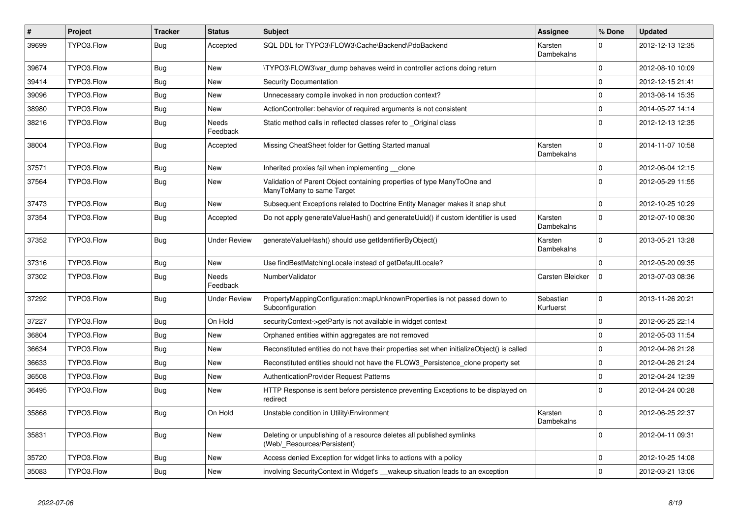| # | Project | Tracker | Status | Subject | Assignee | % Done | Updated |
|---|---|---|---|---|---|---|---|
| 39699 | TYPO3.Flow | Bug | Accepted | SQL DDL for TYPO3\FLOW3\Cache\Backend\PdoBackend | Karsten Dambekalns | 0 | 2012-12-13 12:35 |
| 39674 | TYPO3.Flow | Bug | New | \TYPO3\FLOW3\var_dump behaves weird in controller actions doing return | | 0 | 2012-08-10 10:09 |
| 39414 | TYPO3.Flow | Bug | New | Security Documentation | | 0 | 2012-12-15 21:41 |
| 39096 | TYPO3.Flow | Bug | New | Unnecessary compile invoked in non production context? | | 0 | 2013-08-14 15:35 |
| 38980 | TYPO3.Flow | Bug | New | ActionController: behavior of required arguments is not consistent | | 0 | 2014-05-27 14:14 |
| 38216 | TYPO3.Flow | Bug | Needs Feedback | Static method calls in reflected classes refer to _Original class | | 0 | 2012-12-13 12:35 |
| 38004 | TYPO3.Flow | Bug | Accepted | Missing CheatSheet folder for Getting Started manual | Karsten Dambekalns | 0 | 2014-11-07 10:58 |
| 37571 | TYPO3.Flow | Bug | New | Inherited proxies fail when implementing __clone | | 0 | 2012-06-04 12:15 |
| 37564 | TYPO3.Flow | Bug | New | Validation of Parent Object containing properties of type ManyToOne and ManyToMany to same Target | | 0 | 2012-05-29 11:55 |
| 37473 | TYPO3.Flow | Bug | New | Subsequent Exceptions related to Doctrine Entity Manager makes it snap shut | | 0 | 2012-10-25 10:29 |
| 37354 | TYPO3.Flow | Bug | Accepted | Do not apply generateValueHash() and generateUuid() if custom identifier is used | Karsten Dambekalns | 0 | 2012-07-10 08:30 |
| 37352 | TYPO3.Flow | Bug | Under Review | generateValueHash() should use getIdentifierByObject() | Karsten Dambekalns | 0 | 2013-05-21 13:28 |
| 37316 | TYPO3.Flow | Bug | New | Use findBestMatchingLocale instead of getDefaultLocale? | | 0 | 2012-05-20 09:35 |
| 37302 | TYPO3.Flow | Bug | Needs Feedback | NumberValidator | Carsten Bleicker | 0 | 2013-07-03 08:36 |
| 37292 | TYPO3.Flow | Bug | Under Review | PropertyMappingConfiguration::mapUnknownProperties is not passed down to Subconfiguration | Sebastian Kurfuerst | 0 | 2013-11-26 20:21 |
| 37227 | TYPO3.Flow | Bug | On Hold | securityContext->getParty is not available in widget context | | 0 | 2012-06-25 22:14 |
| 36804 | TYPO3.Flow | Bug | New | Orphaned entities within aggregates are not removed | | 0 | 2012-05-03 11:54 |
| 36634 | TYPO3.Flow | Bug | New | Reconstituted entities do not have their properties set when initializeObject() is called | | 0 | 2012-04-26 21:28 |
| 36633 | TYPO3.Flow | Bug | New | Reconstituted entities should not have the FLOW3_Persistence_clone property set | | 0 | 2012-04-26 21:24 |
| 36508 | TYPO3.Flow | Bug | New | AuthenticationProvider Request Patterns | | 0 | 2012-04-24 12:39 |
| 36495 | TYPO3.Flow | Bug | New | HTTP Response is sent before persistence preventing Exceptions to be displayed on redirect | | 0 | 2012-04-24 00:28 |
| 35868 | TYPO3.Flow | Bug | On Hold | Unstable condition in Utility\Environment | Karsten Dambekalns | 0 | 2012-06-25 22:37 |
| 35831 | TYPO3.Flow | Bug | New | Deleting or unpublishing of a resource deletes all published symlinks (Web/_Resources/Persistent) | | 0 | 2012-04-11 09:31 |
| 35720 | TYPO3.Flow | Bug | New | Access denied Exception for widget links to actions with a policy | | 0 | 2012-10-25 14:08 |
| 35083 | TYPO3.Flow | Bug | New | involving SecurityContext in Widget's __wakeup situation leads to an exception | | 0 | 2012-03-21 13:06 |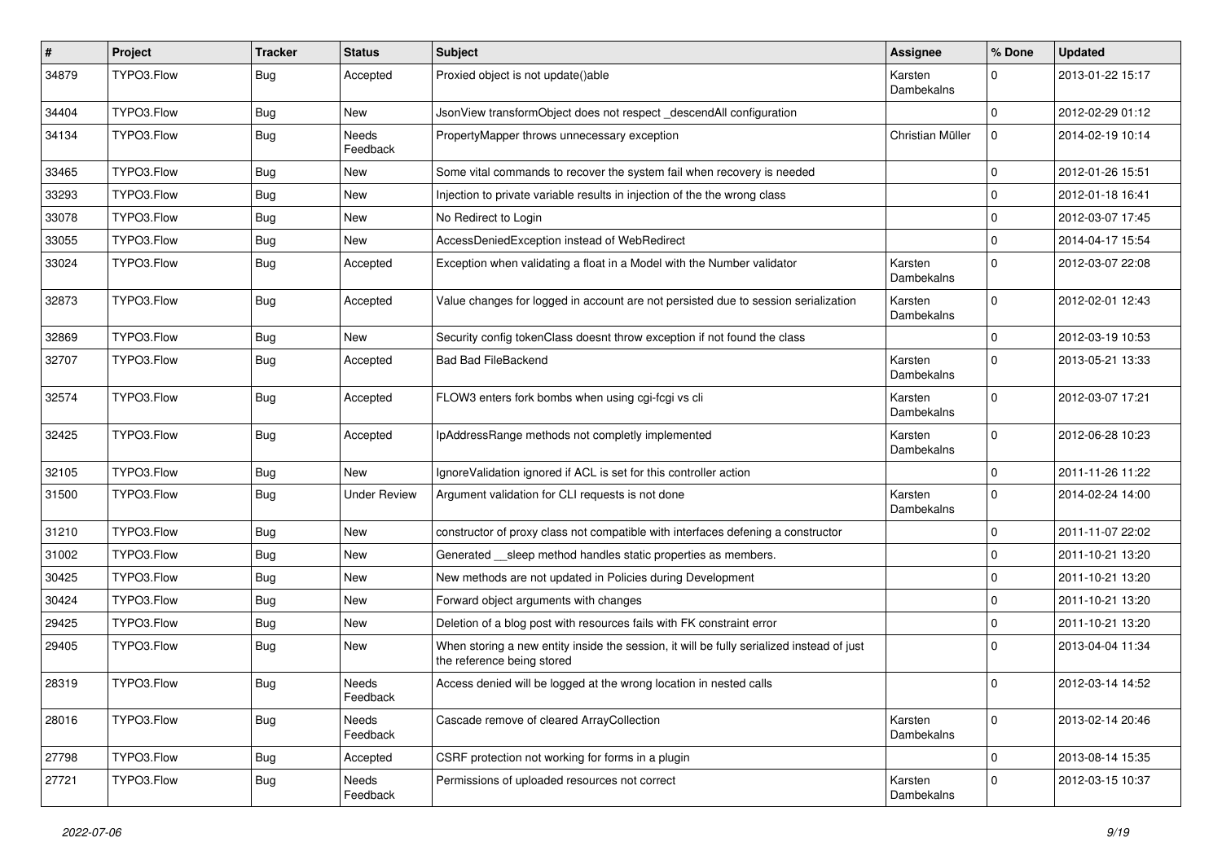| # | Project | Tracker | Status | Subject | Assignee | % Done | Updated |
|---|---|---|---|---|---|---|---|
| 34879 | TYPO3.Flow | Bug | Accepted | Proxied object is not update()able | Karsten Dambekalns | 0 | 2013-01-22 15:17 |
| 34404 | TYPO3.Flow | Bug | New | JsonView transformObject does not respect _descendAll configuration | | 0 | 2012-02-29 01:12 |
| 34134 | TYPO3.Flow | Bug | Needs Feedback | PropertyMapper throws unnecessary exception | Christian Müller | 0 | 2014-02-19 10:14 |
| 33465 | TYPO3.Flow | Bug | New | Some vital commands to recover the system fail when recovery is needed | | 0 | 2012-01-26 15:51 |
| 33293 | TYPO3.Flow | Bug | New | Injection to private variable results in injection of the the wrong class | | 0 | 2012-01-18 16:41 |
| 33078 | TYPO3.Flow | Bug | New | No Redirect to Login | | 0 | 2012-03-07 17:45 |
| 33055 | TYPO3.Flow | Bug | New | AccessDeniedException instead of WebRedirect | | 0 | 2014-04-17 15:54 |
| 33024 | TYPO3.Flow | Bug | Accepted | Exception when validating a float in a Model with the Number validator | Karsten Dambekalns | 0 | 2012-03-07 22:08 |
| 32873 | TYPO3.Flow | Bug | Accepted | Value changes for logged in account are not persisted due to session serialization | Karsten Dambekalns | 0 | 2012-02-01 12:43 |
| 32869 | TYPO3.Flow | Bug | New | Security config tokenClass doesnt throw exception if not found the class | | 0 | 2012-03-19 10:53 |
| 32707 | TYPO3.Flow | Bug | Accepted | Bad Bad FileBackend | Karsten Dambekalns | 0 | 2013-05-21 13:33 |
| 32574 | TYPO3.Flow | Bug | Accepted | FLOW3 enters fork bombs when using cgi-fcgi vs cli | Karsten Dambekalns | 0 | 2012-03-07 17:21 |
| 32425 | TYPO3.Flow | Bug | Accepted | IpAddressRange methods not completly implemented | Karsten Dambekalns | 0 | 2012-06-28 10:23 |
| 32105 | TYPO3.Flow | Bug | New | IgnoreValidation ignored if ACL is set for this controller action | | 0 | 2011-11-26 11:22 |
| 31500 | TYPO3.Flow | Bug | Under Review | Argument validation for CLI requests is not done | Karsten Dambekalns | 0 | 2014-02-24 14:00 |
| 31210 | TYPO3.Flow | Bug | New | constructor of proxy class not compatible with interfaces defening a constructor | | 0 | 2011-11-07 22:02 |
| 31002 | TYPO3.Flow | Bug | New | Generated __sleep method handles static properties as members. | | 0 | 2011-10-21 13:20 |
| 30425 | TYPO3.Flow | Bug | New | New methods are not updated in Policies during Development | | 0 | 2011-10-21 13:20 |
| 30424 | TYPO3.Flow | Bug | New | Forward object arguments with changes | | 0 | 2011-10-21 13:20 |
| 29425 | TYPO3.Flow | Bug | New | Deletion of a blog post with resources fails with FK constraint error | | 0 | 2011-10-21 13:20 |
| 29405 | TYPO3.Flow | Bug | New | When storing a new entity inside the session, it will be fully serialized instead of just the reference being stored | | 0 | 2013-04-04 11:34 |
| 28319 | TYPO3.Flow | Bug | Needs Feedback | Access denied will be logged at the wrong location in nested calls | | 0 | 2012-03-14 14:52 |
| 28016 | TYPO3.Flow | Bug | Needs Feedback | Cascade remove of cleared ArrayCollection | Karsten Dambekalns | 0 | 2013-02-14 20:46 |
| 27798 | TYPO3.Flow | Bug | Accepted | CSRF protection not working for forms in a plugin | | 0 | 2013-08-14 15:35 |
| 27721 | TYPO3.Flow | Bug | Needs Feedback | Permissions of uploaded resources not correct | Karsten Dambekalns | 0 | 2012-03-15 10:37 |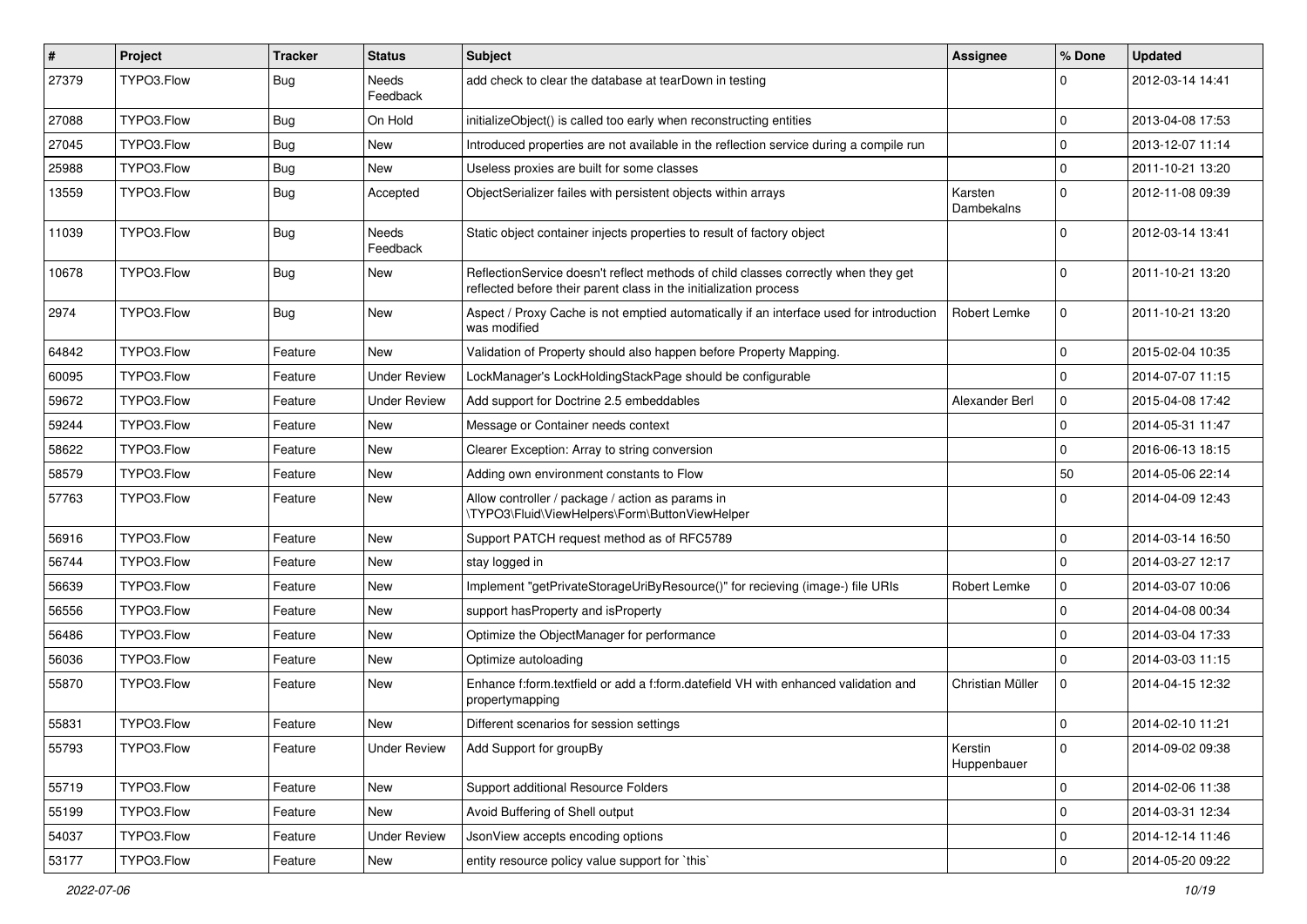| # | Project | Tracker | Status | Subject | Assignee | % Done | Updated |
|---|---|---|---|---|---|---|---|
| 27379 | TYPO3.Flow | Bug | Needs Feedback | add check to clear the database at tearDown in testing | | 0 | 2012-03-14 14:41 |
| 27088 | TYPO3.Flow | Bug | On Hold | initializeObject() is called too early when reconstructing entities | | 0 | 2013-04-08 17:53 |
| 27045 | TYPO3.Flow | Bug | New | Introduced properties are not available in the reflection service during a compile run | | 0 | 2013-12-07 11:14 |
| 25988 | TYPO3.Flow | Bug | New | Useless proxies are built for some classes | | 0 | 2011-10-21 13:20 |
| 13559 | TYPO3.Flow | Bug | Accepted | ObjectSerializer failes with persistent objects within arrays | Karsten Dambekalns | 0 | 2012-11-08 09:39 |
| 11039 | TYPO3.Flow | Bug | Needs Feedback | Static object container injects properties to result of factory object | | 0 | 2012-03-14 13:41 |
| 10678 | TYPO3.Flow | Bug | New | ReflectionService doesn't reflect methods of child classes correctly when they get reflected before their parent class in the initialization process | | 0 | 2011-10-21 13:20 |
| 2974 | TYPO3.Flow | Bug | New | Aspect / Proxy Cache is not emptied automatically if an interface used for introduction was modified | Robert Lemke | 0 | 2011-10-21 13:20 |
| 64842 | TYPO3.Flow | Feature | New | Validation of Property should also happen before Property Mapping. | | 0 | 2015-02-04 10:35 |
| 60095 | TYPO3.Flow | Feature | Under Review | LockManager's LockHoldingStackPage should be configurable | | 0 | 2014-07-07 11:15 |
| 59672 | TYPO3.Flow | Feature | Under Review | Add support for Doctrine 2.5 embeddables | Alexander Berl | 0 | 2015-04-08 17:42 |
| 59244 | TYPO3.Flow | Feature | New | Message or Container needs context | | 0 | 2014-05-31 11:47 |
| 58622 | TYPO3.Flow | Feature | New | Clearer Exception: Array to string conversion | | 0 | 2016-06-13 18:15 |
| 58579 | TYPO3.Flow | Feature | New | Adding own environment constants to Flow | | 50 | 2014-05-06 22:14 |
| 57763 | TYPO3.Flow | Feature | New | Allow controller / package / action as params in \TYPO3\Fluid\ViewHelpers\Form\ButtonViewHelper | | 0 | 2014-04-09 12:43 |
| 56916 | TYPO3.Flow | Feature | New | Support PATCH request method as of RFC5789 | | 0 | 2014-03-14 16:50 |
| 56744 | TYPO3.Flow | Feature | New | stay logged in | | 0 | 2014-03-27 12:17 |
| 56639 | TYPO3.Flow | Feature | New | Implement "getPrivateStorageUriByResource()" for recieving (image-) file URIs | Robert Lemke | 0 | 2014-03-07 10:06 |
| 56556 | TYPO3.Flow | Feature | New | support hasProperty and isProperty | | 0 | 2014-04-08 00:34 |
| 56486 | TYPO3.Flow | Feature | New | Optimize the ObjectManager for performance | | 0 | 2014-03-04 17:33 |
| 56036 | TYPO3.Flow | Feature | New | Optimize autoloading | | 0 | 2014-03-03 11:15 |
| 55870 | TYPO3.Flow | Feature | New | Enhance f:form.textfield or add a f:form.datefield VH with enhanced validation and propertymapping | Christian Müller | 0 | 2014-04-15 12:32 |
| 55831 | TYPO3.Flow | Feature | New | Different scenarios for session settings | | 0 | 2014-02-10 11:21 |
| 55793 | TYPO3.Flow | Feature | Under Review | Add Support for groupBy | Kerstin Huppenbauer | 0 | 2014-09-02 09:38 |
| 55719 | TYPO3.Flow | Feature | New | Support additional Resource Folders | | 0 | 2014-02-06 11:38 |
| 55199 | TYPO3.Flow | Feature | New | Avoid Buffering of Shell output | | 0 | 2014-03-31 12:34 |
| 54037 | TYPO3.Flow | Feature | Under Review | JsonView accepts encoding options | | 0 | 2014-12-14 11:46 |
| 53177 | TYPO3.Flow | Feature | New | entity resource policy value support for `this` | | 0 | 2014-05-20 09:22 |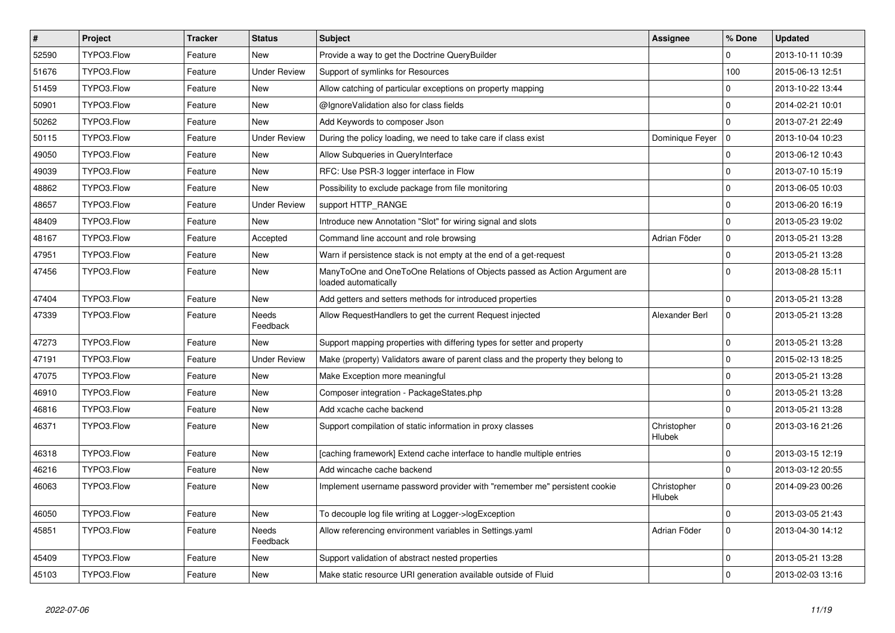| # | Project | Tracker | Status | Subject | Assignee | % Done | Updated |
|---|---|---|---|---|---|---|---|
| 52590 | TYPO3.Flow | Feature | New | Provide a way to get the Doctrine QueryBuilder | | 0 | 2013-10-11 10:39 |
| 51676 | TYPO3.Flow | Feature | Under Review | Support of symlinks for Resources | | 100 | 2015-06-13 12:51 |
| 51459 | TYPO3.Flow | Feature | New | Allow catching of particular exceptions on property mapping | | 0 | 2013-10-22 13:44 |
| 50901 | TYPO3.Flow | Feature | New | @IgnoreValidation also for class fields | | 0 | 2014-02-21 10:01 |
| 50262 | TYPO3.Flow | Feature | New | Add Keywords to composer Json | | 0 | 2013-07-21 22:49 |
| 50115 | TYPO3.Flow | Feature | Under Review | During the policy loading, we need to take care if class exist | Dominique Feyer | 0 | 2013-10-04 10:23 |
| 49050 | TYPO3.Flow | Feature | New | Allow Subqueries in QueryInterface | | 0 | 2013-06-12 10:43 |
| 49039 | TYPO3.Flow | Feature | New | RFC: Use PSR-3 logger interface in Flow | | 0 | 2013-07-10 15:19 |
| 48862 | TYPO3.Flow | Feature | New | Possibility to exclude package from file monitoring | | 0 | 2013-06-05 10:03 |
| 48657 | TYPO3.Flow | Feature | Under Review | support HTTP_RANGE | | 0 | 2013-06-20 16:19 |
| 48409 | TYPO3.Flow | Feature | New | Introduce new Annotation "Slot" for wiring signal and slots | | 0 | 2013-05-23 19:02 |
| 48167 | TYPO3.Flow | Feature | Accepted | Command line account and role browsing | Adrian Föder | 0 | 2013-05-21 13:28 |
| 47951 | TYPO3.Flow | Feature | New | Warn if persistence stack is not empty at the end of a get-request | | 0 | 2013-05-21 13:28 |
| 47456 | TYPO3.Flow | Feature | New | ManyToOne and OneToOne Relations of Objects passed as Action Argument are loaded automatically | | 0 | 2013-08-28 15:11 |
| 47404 | TYPO3.Flow | Feature | New | Add getters and setters methods for introduced properties | | 0 | 2013-05-21 13:28 |
| 47339 | TYPO3.Flow | Feature | Needs Feedback | Allow RequestHandlers to get the current Request injected | Alexander Berl | 0 | 2013-05-21 13:28 |
| 47273 | TYPO3.Flow | Feature | New | Support mapping properties with differing types for setter and property | | 0 | 2013-05-21 13:28 |
| 47191 | TYPO3.Flow | Feature | Under Review | Make (property) Validators aware of parent class and the property they belong to | | 0 | 2015-02-13 18:25 |
| 47075 | TYPO3.Flow | Feature | New | Make Exception more meaningful | | 0 | 2013-05-21 13:28 |
| 46910 | TYPO3.Flow | Feature | New | Composer integration - PackageStates.php | | 0 | 2013-05-21 13:28 |
| 46816 | TYPO3.Flow | Feature | New | Add xcache cache backend | | 0 | 2013-05-21 13:28 |
| 46371 | TYPO3.Flow | Feature | New | Support compilation of static information in proxy classes | Christopher Hlubek | 0 | 2013-03-16 21:26 |
| 46318 | TYPO3.Flow | Feature | New | [caching framework] Extend cache interface to handle multiple entries | | 0 | 2013-03-15 12:19 |
| 46216 | TYPO3.Flow | Feature | New | Add wincache cache backend | | 0 | 2013-03-12 20:55 |
| 46063 | TYPO3.Flow | Feature | New | Implement username password provider with "remember me" persistent cookie | Christopher Hlubek | 0 | 2014-09-23 00:26 |
| 46050 | TYPO3.Flow | Feature | New | To decouple log file writing at Logger->logException | | 0 | 2013-03-05 21:43 |
| 45851 | TYPO3.Flow | Feature | Needs Feedback | Allow referencing environment variables in Settings.yaml | Adrian Föder | 0 | 2013-04-30 14:12 |
| 45409 | TYPO3.Flow | Feature | New | Support validation of abstract nested properties | | 0 | 2013-05-21 13:28 |
| 45103 | TYPO3.Flow | Feature | New | Make static resource URI generation available outside of Fluid | | 0 | 2013-02-03 13:16 |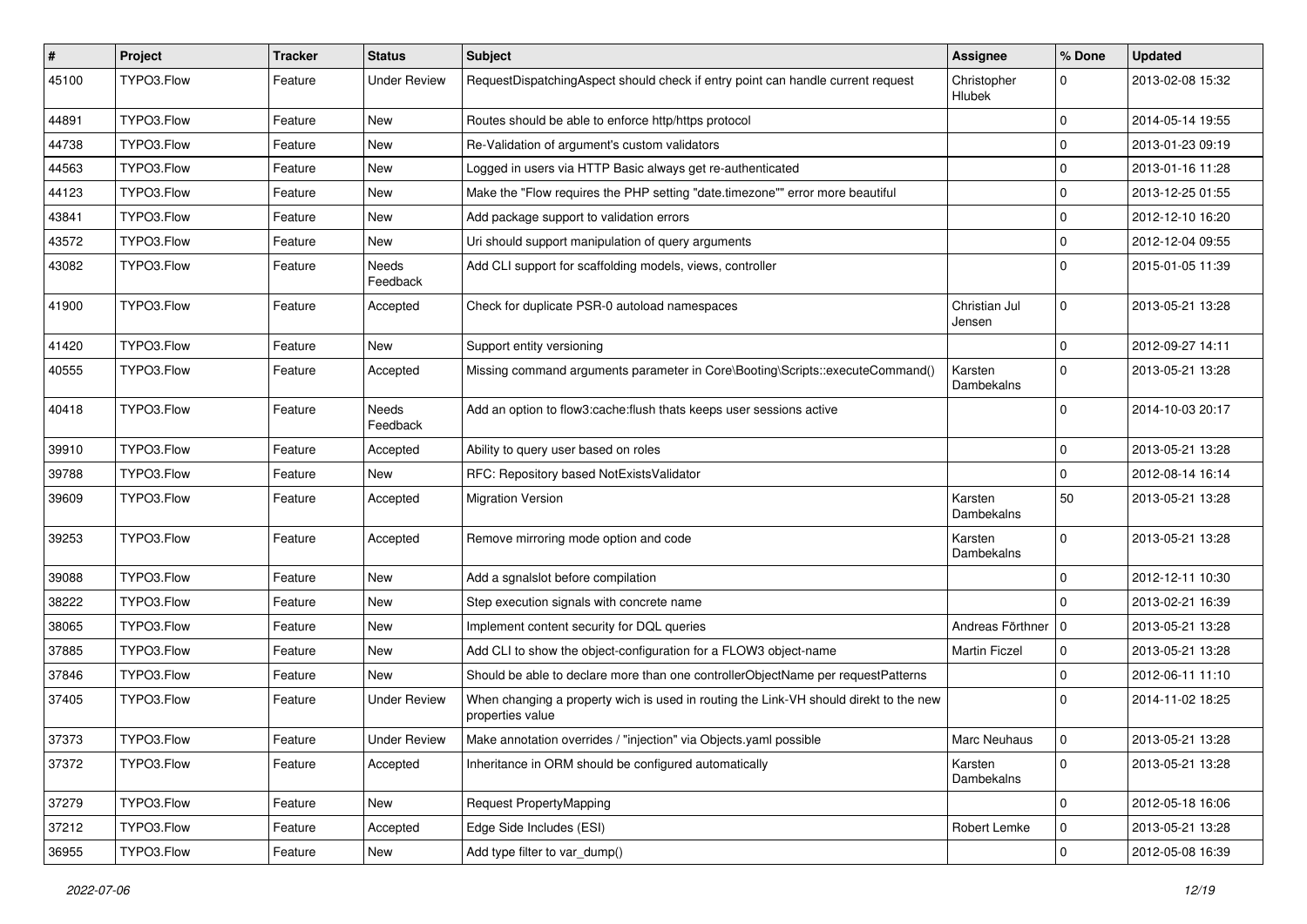| # | Project | Tracker | Status | Subject | Assignee | % Done | Updated |
|---|---|---|---|---|---|---|---|
| 45100 | TYPO3.Flow | Feature | Under Review | RequestDispatchingAspect should check if entry point can handle current request | Christopher Hlubek | 0 | 2013-02-08 15:32 |
| 44891 | TYPO3.Flow | Feature | New | Routes should be able to enforce http/https protocol | | 0 | 2014-05-14 19:55 |
| 44738 | TYPO3.Flow | Feature | New | Re-Validation of argument's custom validators | | 0 | 2013-01-23 09:19 |
| 44563 | TYPO3.Flow | Feature | New | Logged in users via HTTP Basic always get re-authenticated | | 0 | 2013-01-16 11:28 |
| 44123 | TYPO3.Flow | Feature | New | Make the "Flow requires the PHP setting "date.timezone"" error more beautiful | | 0 | 2013-12-25 01:55 |
| 43841 | TYPO3.Flow | Feature | New | Add package support to validation errors | | 0 | 2012-12-10 16:20 |
| 43572 | TYPO3.Flow | Feature | New | Uri should support manipulation of query arguments | | 0 | 2012-12-04 09:55 |
| 43082 | TYPO3.Flow | Feature | Needs Feedback | Add CLI support for scaffolding models, views, controller | | 0 | 2015-01-05 11:39 |
| 41900 | TYPO3.Flow | Feature | Accepted | Check for duplicate PSR-0 autoload namespaces | Christian Jul Jensen | 0 | 2013-05-21 13:28 |
| 41420 | TYPO3.Flow | Feature | New | Support entity versioning | | 0 | 2012-09-27 14:11 |
| 40555 | TYPO3.Flow | Feature | Accepted | Missing command arguments parameter in Core\Booting\Scripts::executeCommand() | Karsten Dambekalns | 0 | 2013-05-21 13:28 |
| 40418 | TYPO3.Flow | Feature | Needs Feedback | Add an option to flow3:cache:flush thats keeps user sessions active | | 0 | 2014-10-03 20:17 |
| 39910 | TYPO3.Flow | Feature | Accepted | Ability to query user based on roles | | 0 | 2013-05-21 13:28 |
| 39788 | TYPO3.Flow | Feature | New | RFC: Repository based NotExistsValidator | | 0 | 2012-08-14 16:14 |
| 39609 | TYPO3.Flow | Feature | Accepted | Migration Version | Karsten Dambekalns | 50 | 2013-05-21 13:28 |
| 39253 | TYPO3.Flow | Feature | Accepted | Remove mirroring mode option and code | Karsten Dambekalns | 0 | 2013-05-21 13:28 |
| 39088 | TYPO3.Flow | Feature | New | Add a sgnalslot before compilation | | 0 | 2012-12-11 10:30 |
| 38222 | TYPO3.Flow | Feature | New | Step execution signals with concrete name | | 0 | 2013-02-21 16:39 |
| 38065 | TYPO3.Flow | Feature | New | Implement content security for DQL queries | Andreas Förthner | 0 | 2013-05-21 13:28 |
| 37885 | TYPO3.Flow | Feature | New | Add CLI to show the object-configuration for a FLOW3 object-name | Martin Ficzel | 0 | 2013-05-21 13:28 |
| 37846 | TYPO3.Flow | Feature | New | Should be able to declare more than one controllerObjectName per requestPatterns | | 0 | 2012-06-11 11:10 |
| 37405 | TYPO3.Flow | Feature | Under Review | When changing a property wich is used in routing the Link-VH should direkt to the new properties value | | 0 | 2014-11-02 18:25 |
| 37373 | TYPO3.Flow | Feature | Under Review | Make annotation overrides / "injection" via Objects.yaml possible | Marc Neuhaus | 0 | 2013-05-21 13:28 |
| 37372 | TYPO3.Flow | Feature | Accepted | Inheritance in ORM should be configured automatically | Karsten Dambekalns | 0 | 2013-05-21 13:28 |
| 37279 | TYPO3.Flow | Feature | New | Request PropertyMapping | | 0 | 2012-05-18 16:06 |
| 37212 | TYPO3.Flow | Feature | Accepted | Edge Side Includes (ESI) | Robert Lemke | 0 | 2013-05-21 13:28 |
| 36955 | TYPO3.Flow | Feature | New | Add type filter to var_dump() | | 0 | 2012-05-08 16:39 |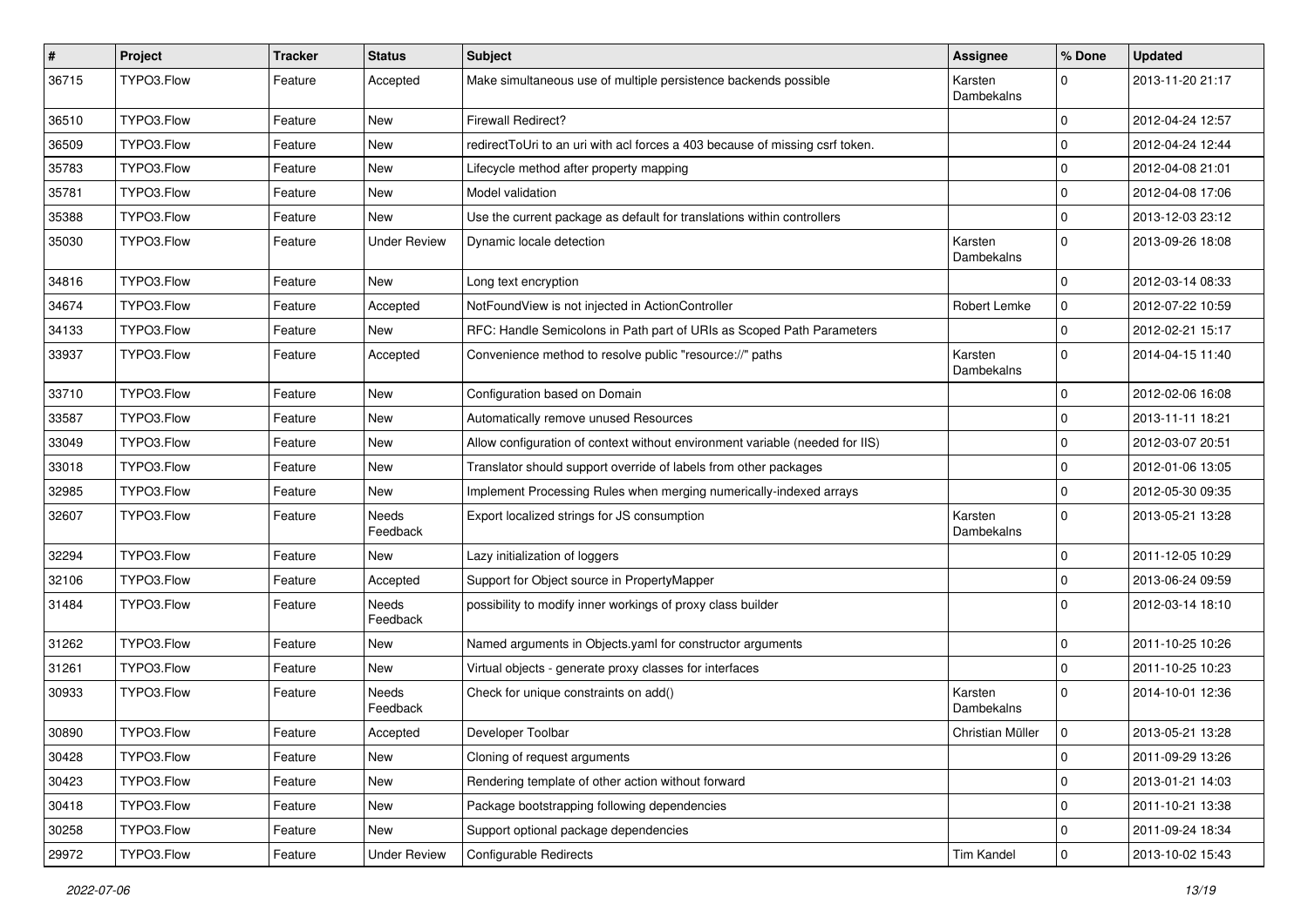| # | Project | Tracker | Status | Subject | Assignee | % Done | Updated |
|---|---|---|---|---|---|---|---|
| 36715 | TYPO3.Flow | Feature | Accepted | Make simultaneous use of multiple persistence backends possible | Karsten Dambekalns | 0 | 2013-11-20 21:17 |
| 36510 | TYPO3.Flow | Feature | New | Firewall Redirect? | | 0 | 2012-04-24 12:57 |
| 36509 | TYPO3.Flow | Feature | New | redirectToUri to an uri with acl forces a 403 because of missing csrf token. | | 0 | 2012-04-24 12:44 |
| 35783 | TYPO3.Flow | Feature | New | Lifecycle method after property mapping | | 0 | 2012-04-08 21:01 |
| 35781 | TYPO3.Flow | Feature | New | Model validation | | 0 | 2012-04-08 17:06 |
| 35388 | TYPO3.Flow | Feature | New | Use the current package as default for translations within controllers | | 0 | 2013-12-03 23:12 |
| 35030 | TYPO3.Flow | Feature | Under Review | Dynamic locale detection | Karsten Dambekalns | 0 | 2013-09-26 18:08 |
| 34816 | TYPO3.Flow | Feature | New | Long text encryption | | 0 | 2012-03-14 08:33 |
| 34674 | TYPO3.Flow | Feature | Accepted | NotFoundView is not injected in ActionController | Robert Lemke | 0 | 2012-07-22 10:59 |
| 34133 | TYPO3.Flow | Feature | New | RFC: Handle Semicolons in Path part of URIs as Scoped Path Parameters | | 0 | 2012-02-21 15:17 |
| 33937 | TYPO3.Flow | Feature | Accepted | Convenience method to resolve public "resource://" paths | Karsten Dambekalns | 0 | 2014-04-15 11:40 |
| 33710 | TYPO3.Flow | Feature | New | Configuration based on Domain | | 0 | 2012-02-06 16:08 |
| 33587 | TYPO3.Flow | Feature | New | Automatically remove unused Resources | | 0 | 2013-11-11 18:21 |
| 33049 | TYPO3.Flow | Feature | New | Allow configuration of context without environment variable (needed for IIS) | | 0 | 2012-03-07 20:51 |
| 33018 | TYPO3.Flow | Feature | New | Translator should support override of labels from other packages | | 0 | 2012-01-06 13:05 |
| 32985 | TYPO3.Flow | Feature | New | Implement Processing Rules when merging numerically-indexed arrays | | 0 | 2012-05-30 09:35 |
| 32607 | TYPO3.Flow | Feature | Needs Feedback | Export localized strings for JS consumption | Karsten Dambekalns | 0 | 2013-05-21 13:28 |
| 32294 | TYPO3.Flow | Feature | New | Lazy initialization of loggers | | 0 | 2011-12-05 10:29 |
| 32106 | TYPO3.Flow | Feature | Accepted | Support for Object source in PropertyMapper | | 0 | 2013-06-24 09:59 |
| 31484 | TYPO3.Flow | Feature | Needs Feedback | possibility to modify inner workings of proxy class builder | | 0 | 2012-03-14 18:10 |
| 31262 | TYPO3.Flow | Feature | New | Named arguments in Objects.yaml for constructor arguments | | 0 | 2011-10-25 10:26 |
| 31261 | TYPO3.Flow | Feature | New | Virtual objects - generate proxy classes for interfaces | | 0 | 2011-10-25 10:23 |
| 30933 | TYPO3.Flow | Feature | Needs Feedback | Check for unique constraints on add() | Karsten Dambekalns | 0 | 2014-10-01 12:36 |
| 30890 | TYPO3.Flow | Feature | Accepted | Developer Toolbar | Christian Müller | 0 | 2013-05-21 13:28 |
| 30428 | TYPO3.Flow | Feature | New | Cloning of request arguments | | 0 | 2011-09-29 13:26 |
| 30423 | TYPO3.Flow | Feature | New | Rendering template of other action without forward | | 0 | 2013-01-21 14:03 |
| 30418 | TYPO3.Flow | Feature | New | Package bootstrapping following dependencies | | 0 | 2011-10-21 13:38 |
| 30258 | TYPO3.Flow | Feature | New | Support optional package dependencies | | 0 | 2011-09-24 18:34 |
| 29972 | TYPO3.Flow | Feature | Under Review | Configurable Redirects | Tim Kandel | 0 | 2013-10-02 15:43 |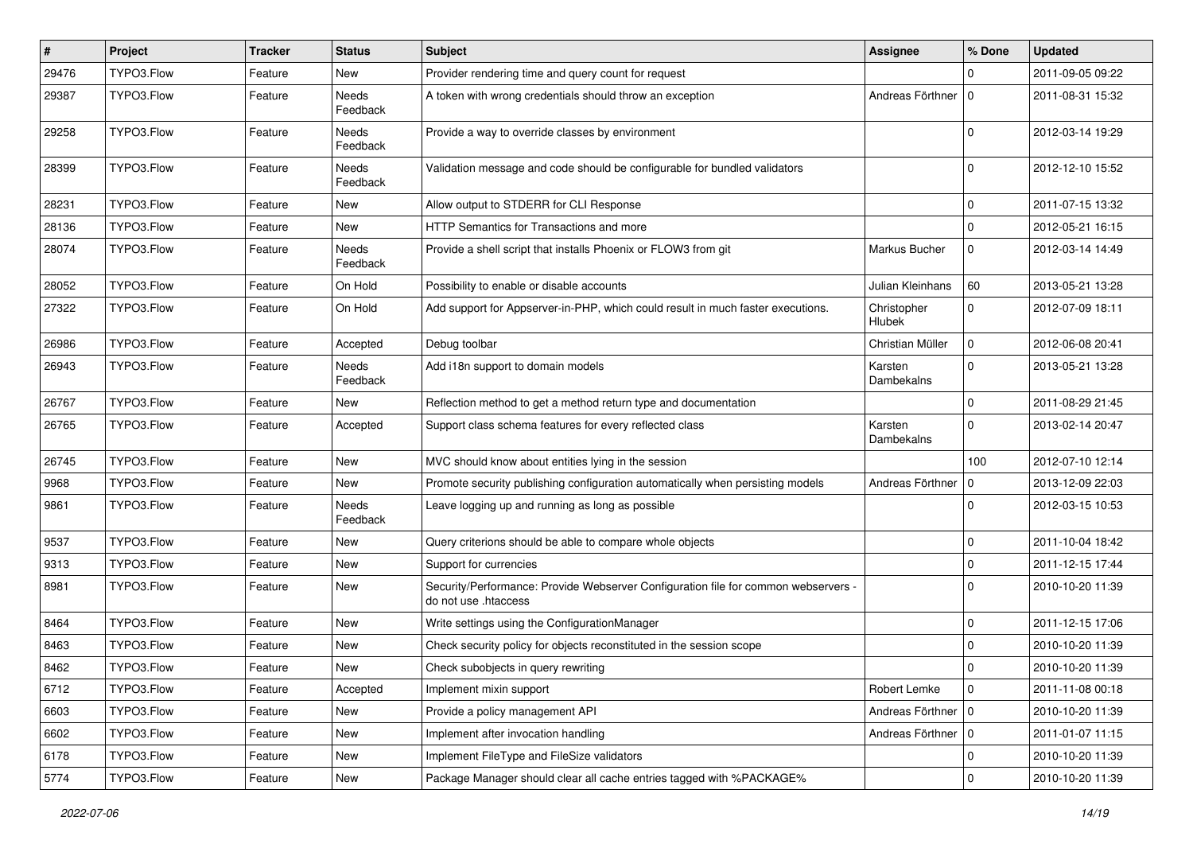| # | Project | Tracker | Status | Subject | Assignee | % Done | Updated |
| --- | --- | --- | --- | --- | --- | --- | --- |
| 29476 | TYPO3.Flow | Feature | New | Provider rendering time and query count for request |  | 0 | 2011-09-05 09:22 |
| 29387 | TYPO3.Flow | Feature | Needs Feedback | A token with wrong credentials should throw an exception | Andreas Förthner | 0 | 2011-08-31 15:32 |
| 29258 | TYPO3.Flow | Feature | Needs Feedback | Provide a way to override classes by environment |  | 0 | 2012-03-14 19:29 |
| 28399 | TYPO3.Flow | Feature | Needs Feedback | Validation message and code should be configurable for bundled validators |  | 0 | 2012-12-10 15:52 |
| 28231 | TYPO3.Flow | Feature | New | Allow output to STDERR for CLI Response |  | 0 | 2011-07-15 13:32 |
| 28136 | TYPO3.Flow | Feature | New | HTTP Semantics for Transactions and more |  | 0 | 2012-05-21 16:15 |
| 28074 | TYPO3.Flow | Feature | Needs Feedback | Provide a shell script that installs Phoenix or FLOW3 from git | Markus Bucher | 0 | 2012-03-14 14:49 |
| 28052 | TYPO3.Flow | Feature | On Hold | Possibility to enable or disable accounts | Julian Kleinhans | 60 | 2013-05-21 13:28 |
| 27322 | TYPO3.Flow | Feature | On Hold | Add support for Appserver-in-PHP, which could result in much faster executions. | Christopher Hlubek | 0 | 2012-07-09 18:11 |
| 26986 | TYPO3.Flow | Feature | Accepted | Debug toolbar | Christian Müller | 0 | 2012-06-08 20:41 |
| 26943 | TYPO3.Flow | Feature | Needs Feedback | Add i18n support to domain models | Karsten Dambekalns | 0 | 2013-05-21 13:28 |
| 26767 | TYPO3.Flow | Feature | New | Reflection method to get a method return type and documentation |  | 0 | 2011-08-29 21:45 |
| 26765 | TYPO3.Flow | Feature | Accepted | Support class schema features for every reflected class | Karsten Dambekalns | 0 | 2013-02-14 20:47 |
| 26745 | TYPO3.Flow | Feature | New | MVC should know about entities lying in the session |  | 100 | 2012-07-10 12:14 |
| 9968 | TYPO3.Flow | Feature | New | Promote security publishing configuration automatically when persisting models | Andreas Förthner | 0 | 2013-12-09 22:03 |
| 9861 | TYPO3.Flow | Feature | Needs Feedback | Leave logging up and running as long as possible |  | 0 | 2012-03-15 10:53 |
| 9537 | TYPO3.Flow | Feature | New | Query criterions should be able to compare whole objects |  | 0 | 2011-10-04 18:42 |
| 9313 | TYPO3.Flow | Feature | New | Support for currencies |  | 0 | 2011-12-15 17:44 |
| 8981 | TYPO3.Flow | Feature | New | Security/Performance: Provide Webserver Configuration file for common webservers - do not use .htaccess |  | 0 | 2010-10-20 11:39 |
| 8464 | TYPO3.Flow | Feature | New | Write settings using the ConfigurationManager |  | 0 | 2011-12-15 17:06 |
| 8463 | TYPO3.Flow | Feature | New | Check security policy for objects reconstituted in the session scope |  | 0 | 2010-10-20 11:39 |
| 8462 | TYPO3.Flow | Feature | New | Check subobjects in query rewriting |  | 0 | 2010-10-20 11:39 |
| 6712 | TYPO3.Flow | Feature | Accepted | Implement mixin support | Robert Lemke | 0 | 2011-11-08 00:18 |
| 6603 | TYPO3.Flow | Feature | New | Provide a policy management API | Andreas Förthner | 0 | 2010-10-20 11:39 |
| 6602 | TYPO3.Flow | Feature | New | Implement after invocation handling | Andreas Förthner | 0 | 2011-01-07 11:15 |
| 6178 | TYPO3.Flow | Feature | New | Implement FileType and FileSize validators |  | 0 | 2010-10-20 11:39 |
| 5774 | TYPO3.Flow | Feature | New | Package Manager should clear all cache entries tagged with %PACKAGE% |  | 0 | 2010-10-20 11:39 |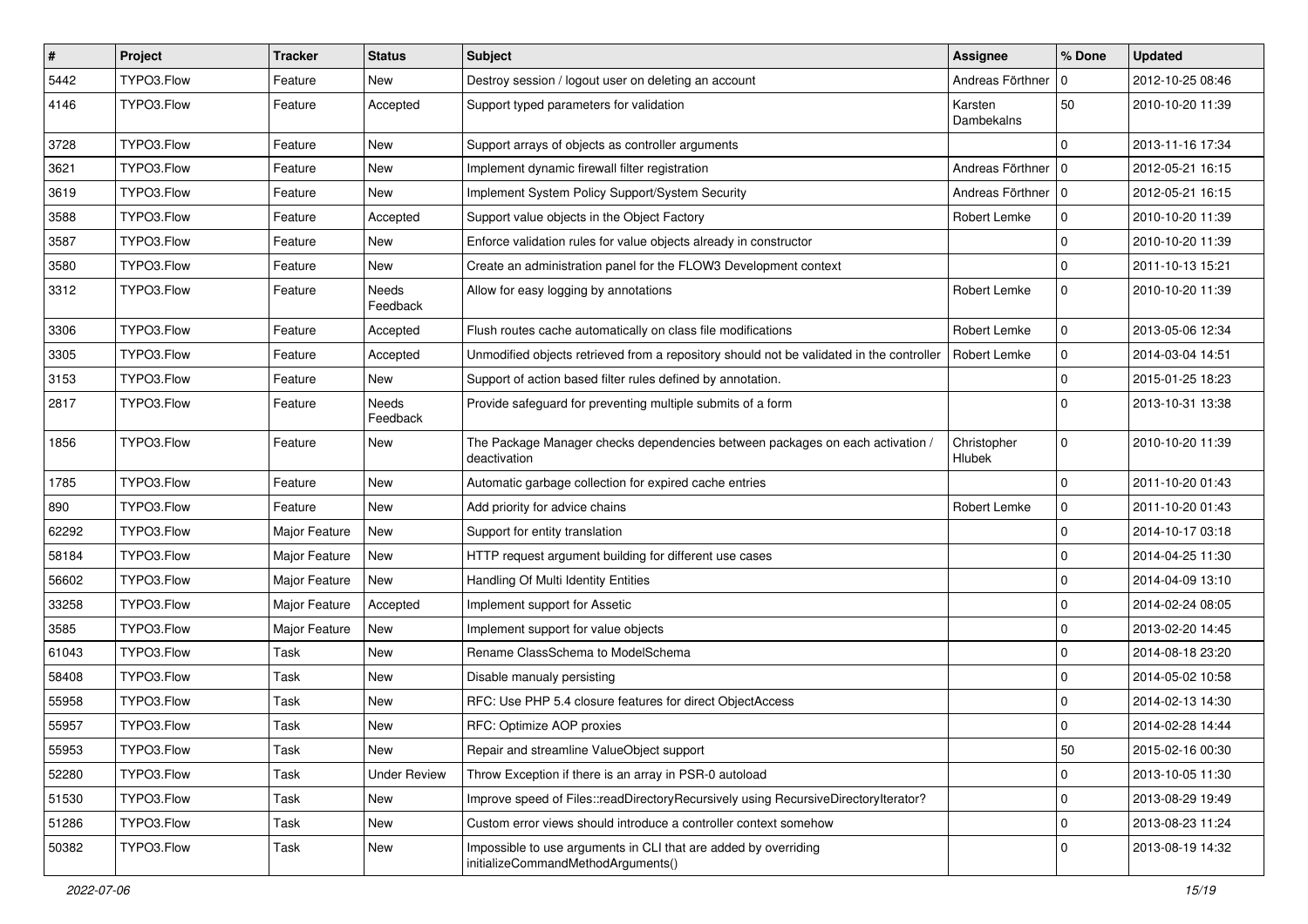| # | Project | Tracker | Status | Subject | Assignee | % Done | Updated |
|---|---|---|---|---|---|---|---|
| 5442 | TYPO3.Flow | Feature | New | Destroy session / logout user on deleting an account | Andreas Förthner | 0 | 2012-10-25 08:46 |
| 4146 | TYPO3.Flow | Feature | Accepted | Support typed parameters for validation | Karsten Dambekalns | 50 | 2010-10-20 11:39 |
| 3728 | TYPO3.Flow | Feature | New | Support arrays of objects as controller arguments | | 0 | 2013-11-16 17:34 |
| 3621 | TYPO3.Flow | Feature | New | Implement dynamic firewall filter registration | Andreas Förthner | 0 | 2012-05-21 16:15 |
| 3619 | TYPO3.Flow | Feature | New | Implement System Policy Support/System Security | Andreas Förthner | 0 | 2012-05-21 16:15 |
| 3588 | TYPO3.Flow | Feature | Accepted | Support value objects in the Object Factory | Robert Lemke | 0 | 2010-10-20 11:39 |
| 3587 | TYPO3.Flow | Feature | New | Enforce validation rules for value objects already in constructor | | 0 | 2010-10-20 11:39 |
| 3580 | TYPO3.Flow | Feature | New | Create an administration panel for the FLOW3 Development context | | 0 | 2011-10-13 15:21 |
| 3312 | TYPO3.Flow | Feature | Needs Feedback | Allow for easy logging by annotations | Robert Lemke | 0 | 2010-10-20 11:39 |
| 3306 | TYPO3.Flow | Feature | Accepted | Flush routes cache automatically on class file modifications | Robert Lemke | 0 | 2013-05-06 12:34 |
| 3305 | TYPO3.Flow | Feature | Accepted | Unmodified objects retrieved from a repository should not be validated in the controller | Robert Lemke | 0 | 2014-03-04 14:51 |
| 3153 | TYPO3.Flow | Feature | New | Support of action based filter rules defined by annotation. | | 0 | 2015-01-25 18:23 |
| 2817 | TYPO3.Flow | Feature | Needs Feedback | Provide safeguard for preventing multiple submits of a form | | 0 | 2013-10-31 13:38 |
| 1856 | TYPO3.Flow | Feature | New | The Package Manager checks dependencies between packages on each activation / deactivation | Christopher Hlubek | 0 | 2010-10-20 11:39 |
| 1785 | TYPO3.Flow | Feature | New | Automatic garbage collection for expired cache entries | | 0 | 2011-10-20 01:43 |
| 890 | TYPO3.Flow | Feature | New | Add priority for advice chains | Robert Lemke | 0 | 2011-10-20 01:43 |
| 62292 | TYPO3.Flow | Major Feature | New | Support for entity translation | | 0 | 2014-10-17 03:18 |
| 58184 | TYPO3.Flow | Major Feature | New | HTTP request argument building for different use cases | | 0 | 2014-04-25 11:30 |
| 56602 | TYPO3.Flow | Major Feature | New | Handling Of Multi Identity Entities | | 0 | 2014-04-09 13:10 |
| 33258 | TYPO3.Flow | Major Feature | Accepted | Implement support for Assetic | | 0 | 2014-02-24 08:05 |
| 3585 | TYPO3.Flow | Major Feature | New | Implement support for value objects | | 0 | 2013-02-20 14:45 |
| 61043 | TYPO3.Flow | Task | New | Rename ClassSchema to ModelSchema | | 0 | 2014-08-18 23:20 |
| 58408 | TYPO3.Flow | Task | New | Disable manualy persisting | | 0 | 2014-05-02 10:58 |
| 55958 | TYPO3.Flow | Task | New | RFC: Use PHP 5.4 closure features for direct ObjectAccess | | 0 | 2014-02-13 14:30 |
| 55957 | TYPO3.Flow | Task | New | RFC: Optimize AOP proxies | | 0 | 2014-02-28 14:44 |
| 55953 | TYPO3.Flow | Task | New | Repair and streamline ValueObject support | | 50 | 2015-02-16 00:30 |
| 52280 | TYPO3.Flow | Task | Under Review | Throw Exception if there is an array in PSR-0 autoload | | 0 | 2013-10-05 11:30 |
| 51530 | TYPO3.Flow | Task | New | Improve speed of Files::readDirectoryRecursively using RecursiveDirectoryIterator? | | 0 | 2013-08-29 19:49 |
| 51286 | TYPO3.Flow | Task | New | Custom error views should introduce a controller context somehow | | 0 | 2013-08-23 11:24 |
| 50382 | TYPO3.Flow | Task | New | Impossible to use arguments in CLI that are added by overriding initializeCommandMethodArguments() | | 0 | 2013-08-19 14:32 |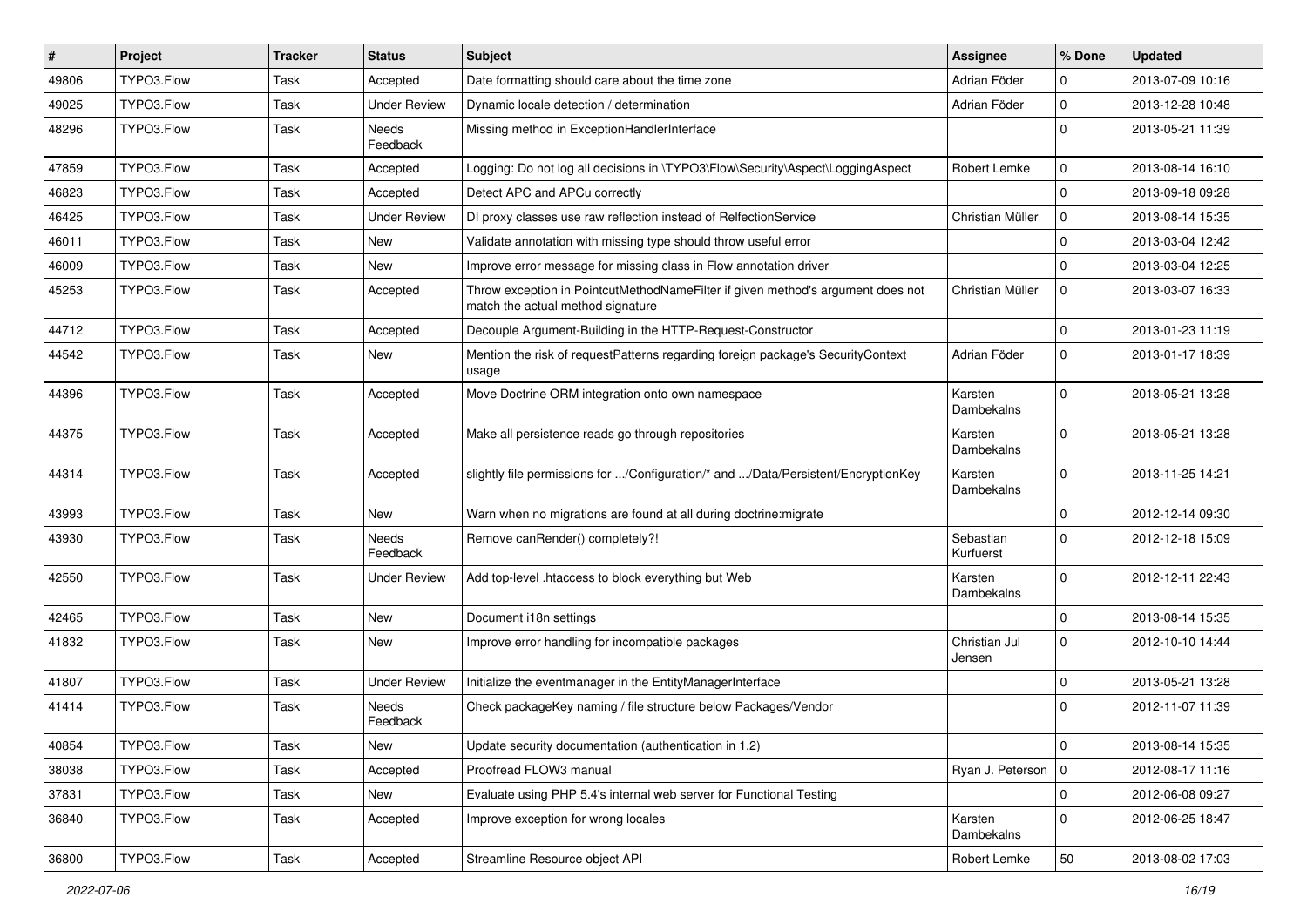| # | Project | Tracker | Status | Subject | Assignee | % Done | Updated |
|---|---|---|---|---|---|---|---|
| 49806 | TYPO3.Flow | Task | Accepted | Date formatting should care about the time zone | Adrian Föder | 0 | 2013-07-09 10:16 |
| 49025 | TYPO3.Flow | Task | Under Review | Dynamic locale detection / determination | Adrian Föder | 0 | 2013-12-28 10:48 |
| 48296 | TYPO3.Flow | Task | Needs Feedback | Missing method in ExceptionHandlerInterface | | 0 | 2013-05-21 11:39 |
| 47859 | TYPO3.Flow | Task | Accepted | Logging: Do not log all decisions in \TYPO3\Flow\Security\Aspect\LoggingAspect | Robert Lemke | 0 | 2013-08-14 16:10 |
| 46823 | TYPO3.Flow | Task | Accepted | Detect APC and APCu correctly | | 0 | 2013-09-18 09:28 |
| 46425 | TYPO3.Flow | Task | Under Review | DI proxy classes use raw reflection instead of RelfectionService | Christian Müller | 0 | 2013-08-14 15:35 |
| 46011 | TYPO3.Flow | Task | New | Validate annotation with missing type should throw useful error | | 0 | 2013-03-04 12:42 |
| 46009 | TYPO3.Flow | Task | New | Improve error message for missing class in Flow annotation driver | | 0 | 2013-03-04 12:25 |
| 45253 | TYPO3.Flow | Task | Accepted | Throw exception in PointcutMethodNameFilter if given method's argument does not match the actual method signature | Christian Müller | 0 | 2013-03-07 16:33 |
| 44712 | TYPO3.Flow | Task | Accepted | Decouple Argument-Building in the HTTP-Request-Constructor | | 0 | 2013-01-23 11:19 |
| 44542 | TYPO3.Flow | Task | New | Mention the risk of requestPatterns regarding foreign package's SecurityContext usage | Adrian Föder | 0 | 2013-01-17 18:39 |
| 44396 | TYPO3.Flow | Task | Accepted | Move Doctrine ORM integration onto own namespace | Karsten Dambekalns | 0 | 2013-05-21 13:28 |
| 44375 | TYPO3.Flow | Task | Accepted | Make all persistence reads go through repositories | Karsten Dambekalns | 0 | 2013-05-21 13:28 |
| 44314 | TYPO3.Flow | Task | Accepted | slightly file permissions for .../Configuration/* and .../Data/Persistent/EncryptionKey | Karsten Dambekalns | 0 | 2013-11-25 14:21 |
| 43993 | TYPO3.Flow | Task | New | Warn when no migrations are found at all during doctrine:migrate | | 0 | 2012-12-14 09:30 |
| 43930 | TYPO3.Flow | Task | Needs Feedback | Remove canRender() completely?! | Sebastian Kurfuerst | 0 | 2012-12-18 15:09 |
| 42550 | TYPO3.Flow | Task | Under Review | Add top-level .htaccess to block everything but Web | Karsten Dambekalns | 0 | 2012-12-11 22:43 |
| 42465 | TYPO3.Flow | Task | New | Document i18n settings | | 0 | 2013-08-14 15:35 |
| 41832 | TYPO3.Flow | Task | New | Improve error handling for incompatible packages | Christian Jul Jensen | 0 | 2012-10-10 14:44 |
| 41807 | TYPO3.Flow | Task | Under Review | Initialize the eventmanager in the EntityManagerInterface | | 0 | 2013-05-21 13:28 |
| 41414 | TYPO3.Flow | Task | Needs Feedback | Check packageKey naming / file structure below Packages/Vendor | | 0 | 2012-11-07 11:39 |
| 40854 | TYPO3.Flow | Task | New | Update security documentation (authentication in 1.2) | | 0 | 2013-08-14 15:35 |
| 38038 | TYPO3.Flow | Task | Accepted | Proofread FLOW3 manual | Ryan J. Peterson | 0 | 2012-08-17 11:16 |
| 37831 | TYPO3.Flow | Task | New | Evaluate using PHP 5.4's internal web server for Functional Testing | | 0 | 2012-06-08 09:27 |
| 36840 | TYPO3.Flow | Task | Accepted | Improve exception for wrong locales | Karsten Dambekalns | 0 | 2012-06-25 18:47 |
| 36800 | TYPO3.Flow | Task | Accepted | Streamline Resource object API | Robert Lemke | 50 | 2013-08-02 17:03 |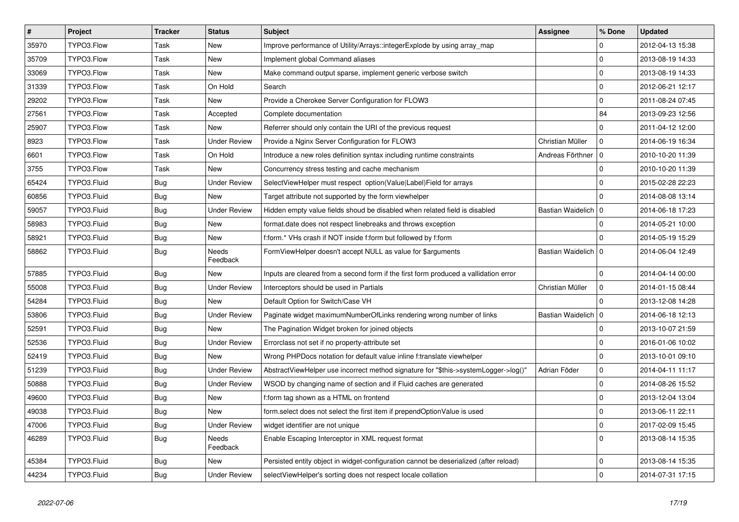| # | Project | Tracker | Status | Subject | Assignee | % Done | Updated |
|---|---|---|---|---|---|---|---|
| 35970 | TYPO3.Flow | Task | New | Improve performance of Utility/Arrays::integerExplode by using array_map | | 0 | 2012-04-13 15:38 |
| 35709 | TYPO3.Flow | Task | New | Implement global Command aliases | | 0 | 2013-08-19 14:33 |
| 33069 | TYPO3.Flow | Task | New | Make command output sparse, implement generic verbose switch | | 0 | 2013-08-19 14:33 |
| 31339 | TYPO3.Flow | Task | On Hold | Search | | 0 | 2012-06-21 12:17 |
| 29202 | TYPO3.Flow | Task | New | Provide a Cherokee Server Configuration for FLOW3 | | 0 | 2011-08-24 07:45 |
| 27561 | TYPO3.Flow | Task | Accepted | Complete documentation | | 84 | 2013-09-23 12:56 |
| 25907 | TYPO3.Flow | Task | New | Referrer should only contain the URI of the previous request | | 0 | 2011-04-12 12:00 |
| 8923 | TYPO3.Flow | Task | Under Review | Provide a Nginx Server Configuration for FLOW3 | Christian Müller | 0 | 2014-06-19 16:34 |
| 6601 | TYPO3.Flow | Task | On Hold | Introduce a new roles definition syntax including runtime constraints | Andreas Förthner | 0 | 2010-10-20 11:39 |
| 3755 | TYPO3.Flow | Task | New | Concurrency stress testing and cache mechanism | | 0 | 2010-10-20 11:39 |
| 65424 | TYPO3.Fluid | Bug | Under Review | SelectViewHelper must respect option(Value\|Label)Field for arrays | | 0 | 2015-02-28 22:23 |
| 60856 | TYPO3.Fluid | Bug | New | Target attribute not supported by the form viewhelper | | 0 | 2014-08-08 13:14 |
| 59057 | TYPO3.Fluid | Bug | Under Review | Hidden empty value fields shoud be disabled when related field is disabled | Bastian Waidelich | 0 | 2014-06-18 17:23 |
| 58983 | TYPO3.Fluid | Bug | New | format.date does not respect linebreaks and throws exception | | 0 | 2014-05-21 10:00 |
| 58921 | TYPO3.Fluid | Bug | New | f:form.* VHs crash if NOT inside f:form but followed by f:form | | 0 | 2014-05-19 15:29 |
| 58862 | TYPO3.Fluid | Bug | Needs Feedback | FormViewHelper doesn't accept NULL as value for $arguments | Bastian Waidelich | 0 | 2014-06-04 12:49 |
| 57885 | TYPO3.Fluid | Bug | New | Inputs are cleared from a second form if the first form produced a vallidation error | | 0 | 2014-04-14 00:00 |
| 55008 | TYPO3.Fluid | Bug | Under Review | Interceptors should be used in Partials | Christian Müller | 0 | 2014-01-15 08:44 |
| 54284 | TYPO3.Fluid | Bug | New | Default Option for Switch/Case VH | | 0 | 2013-12-08 14:28 |
| 53806 | TYPO3.Fluid | Bug | Under Review | Paginate widget maximumNumberOfLinks rendering wrong number of links | Bastian Waidelich | 0 | 2014-06-18 12:13 |
| 52591 | TYPO3.Fluid | Bug | New | The Pagination Widget broken for joined objects | | 0 | 2013-10-07 21:59 |
| 52536 | TYPO3.Fluid | Bug | Under Review | Errorclass not set if no property-attribute set | | 0 | 2016-01-06 10:02 |
| 52419 | TYPO3.Fluid | Bug | New | Wrong PHPDocs notation for default value inline f:translate viewhelper | | 0 | 2013-10-01 09:10 |
| 51239 | TYPO3.Fluid | Bug | Under Review | AbstractViewHelper use incorrect method signature for "$this->systemLogger->log()" | Adrian Föder | 0 | 2014-04-11 11:17 |
| 50888 | TYPO3.Fluid | Bug | Under Review | WSOD by changing name of section and if Fluid caches are generated | | 0 | 2014-08-26 15:52 |
| 49600 | TYPO3.Fluid | Bug | New | f:form tag shown as a HTML on frontend | | 0 | 2013-12-04 13:04 |
| 49038 | TYPO3.Fluid | Bug | New | form.select does not select the first item if prependOptionValue is used | | 0 | 2013-06-11 22:11 |
| 47006 | TYPO3.Fluid | Bug | Under Review | widget identifier are not unique | | 0 | 2017-02-09 15:45 |
| 46289 | TYPO3.Fluid | Bug | Needs Feedback | Enable Escaping Interceptor in XML request format | | 0 | 2013-08-14 15:35 |
| 45384 | TYPO3.Fluid | Bug | New | Persisted entity object in widget-configuration cannot be deserialized (after reload) | | 0 | 2013-08-14 15:35 |
| 44234 | TYPO3.Fluid | Bug | Under Review | selectViewHelper's sorting does not respect locale collation | | 0 | 2014-07-31 17:15 |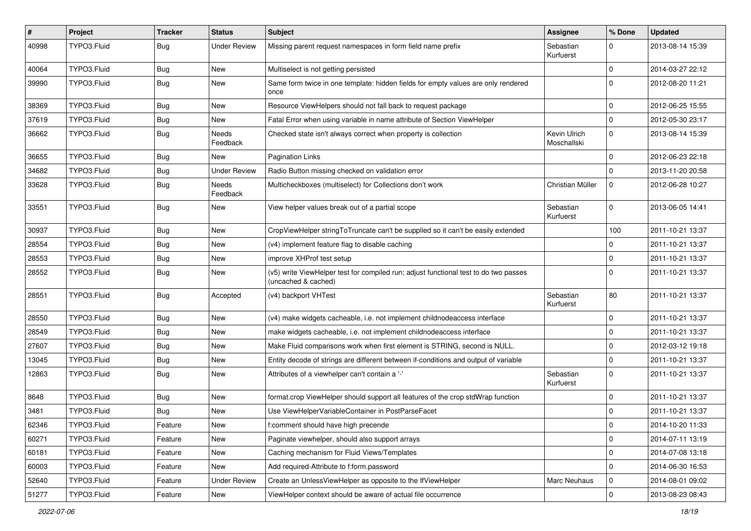| # | Project | Tracker | Status | Subject | Assignee | % Done | Updated |
|---|---|---|---|---|---|---|---|
| 40998 | TYPO3.Fluid | Bug | Under Review | Missing parent request namespaces in form field name prefix | Sebastian Kurfuerst | 0 | 2013-08-14 15:39 |
| 40064 | TYPO3.Fluid | Bug | New | Multiselect is not getting persisted | | 0 | 2014-03-27 22:12 |
| 39990 | TYPO3.Fluid | Bug | New | Same form twice in one template: hidden fields for empty values are only rendered once | | 0 | 2012-08-20 11:21 |
| 38369 | TYPO3.Fluid | Bug | New | Resource ViewHelpers should not fall back to request package | | 0 | 2012-06-25 15:55 |
| 37619 | TYPO3.Fluid | Bug | New | Fatal Error when using variable in name attribute of Section ViewHelper | | 0 | 2012-05-30 23:17 |
| 36662 | TYPO3.Fluid | Bug | Needs Feedback | Checked state isn't always correct when property is collection | Kevin Ulrich Moschallski | 0 | 2013-08-14 15:39 |
| 36655 | TYPO3.Fluid | Bug | New | Pagination Links | | 0 | 2012-06-23 22:18 |
| 34682 | TYPO3.Fluid | Bug | Under Review | Radio Button missing checked on validation error | | 0 | 2013-11-20 20:58 |
| 33628 | TYPO3.Fluid | Bug | Needs Feedback | Multicheckboxes (multiselect) for Collections don't work | Christian Müller | 0 | 2012-06-28 10:27 |
| 33551 | TYPO3.Fluid | Bug | New | View helper values break out of a partial scope | Sebastian Kurfuerst | 0 | 2013-06-05 14:41 |
| 30937 | TYPO3.Fluid | Bug | New | CropViewHelper stringToTruncate can't be supplied so it can't be easily extended | | 100 | 2011-10-21 13:37 |
| 28554 | TYPO3.Fluid | Bug | New | (v4) implement feature flag to disable caching | | 0 | 2011-10-21 13:37 |
| 28553 | TYPO3.Fluid | Bug | New | improve XHProf test setup | | 0 | 2011-10-21 13:37 |
| 28552 | TYPO3.Fluid | Bug | New | (v5) write ViewHelper test for compiled run; adjust functional test to do two passes (uncached & cached) | | 0 | 2011-10-21 13:37 |
| 28551 | TYPO3.Fluid | Bug | Accepted | (v4) backport VHTest | Sebastian Kurfuerst | 80 | 2011-10-21 13:37 |
| 28550 | TYPO3.Fluid | Bug | New | (v4) make widgets cacheable, i.e. not implement childnodeaccess interface | | 0 | 2011-10-21 13:37 |
| 28549 | TYPO3.Fluid | Bug | New | make widgets cacheable, i.e. not implement childnodeaccess interface | | 0 | 2011-10-21 13:37 |
| 27607 | TYPO3.Fluid | Bug | New | Make Fluid comparisons work when first element is STRING, second is NULL. | | 0 | 2012-03-12 19:18 |
| 13045 | TYPO3.Fluid | Bug | New | Entity decode of strings are different between if-conditions and output of variable | | 0 | 2011-10-21 13:37 |
| 12863 | TYPO3.Fluid | Bug | New | Attributes of a viewhelper can't contain a '-' | Sebastian Kurfuerst | 0 | 2011-10-21 13:37 |
| 8648 | TYPO3.Fluid | Bug | New | format.crop ViewHelper should support all features of the crop stdWrap function | | 0 | 2011-10-21 13:37 |
| 3481 | TYPO3.Fluid | Bug | New | Use ViewHelperVariableContainer in PostParseFacet | | 0 | 2011-10-21 13:37 |
| 62346 | TYPO3.Fluid | Feature | New | f:comment should have high precende | | 0 | 2014-10-20 11:33 |
| 60271 | TYPO3.Fluid | Feature | New | Paginate viewhelper, should also support arrays | | 0 | 2014-07-11 13:19 |
| 60181 | TYPO3.Fluid | Feature | New | Caching mechanism for Fluid Views/Templates | | 0 | 2014-07-08 13:18 |
| 60003 | TYPO3.Fluid | Feature | New | Add required-Attribute to f:form.password | | 0 | 2014-06-30 16:53 |
| 52640 | TYPO3.Fluid | Feature | Under Review | Create an UnlessViewHelper as opposite to the IfViewHelper | Marc Neuhaus | 0 | 2014-08-01 09:02 |
| 51277 | TYPO3.Fluid | Feature | New | ViewHelper context should be aware of actual file occurrence | | 0 | 2013-08-23 08:43 |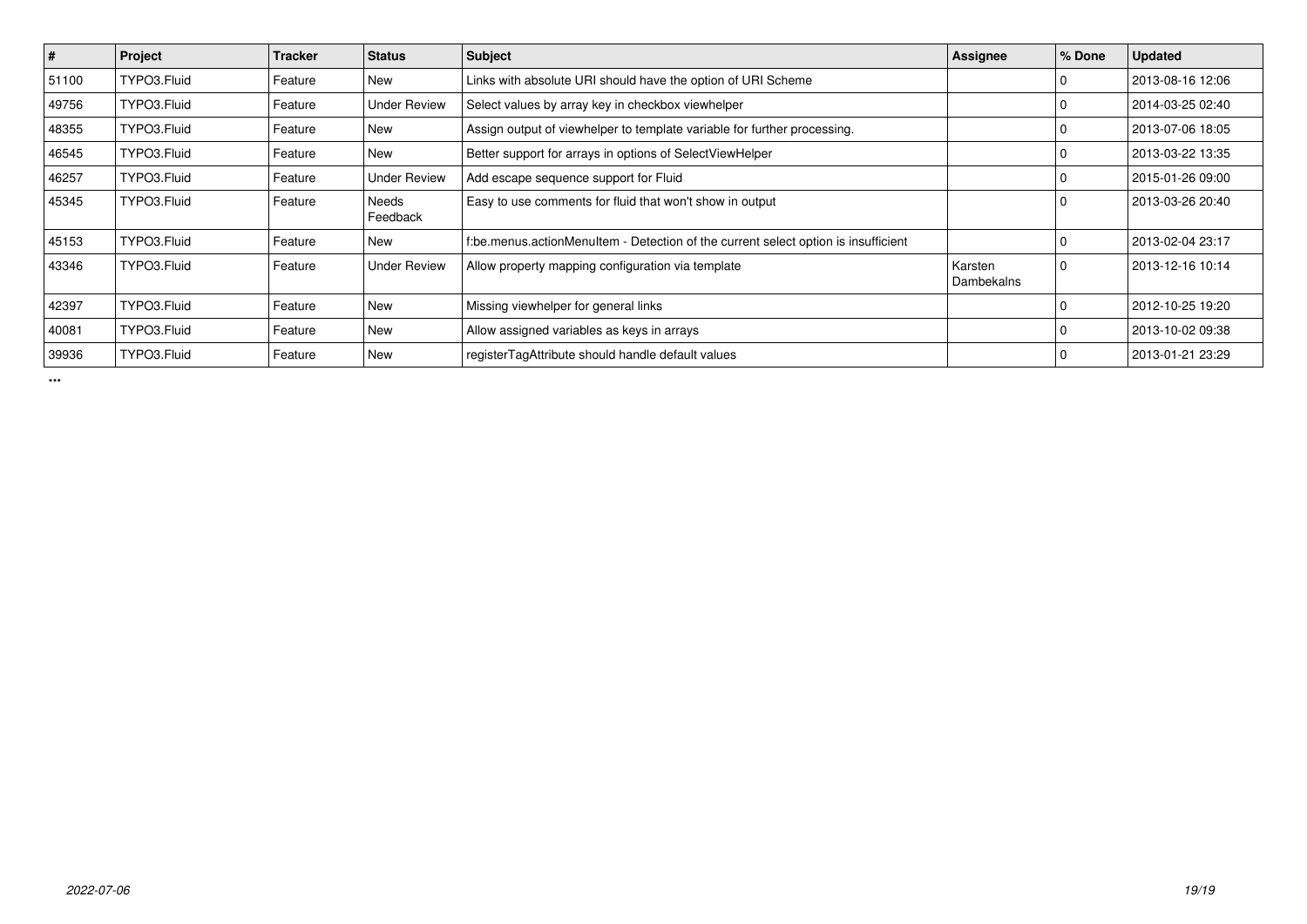| # | Project | Tracker | Status | Subject | Assignee | % Done | Updated |
| --- | --- | --- | --- | --- | --- | --- | --- |
| 51100 | TYPO3.Fluid | Feature | New | Links with absolute URI should have the option of URI Scheme | | 0 | 2013-08-16 12:06 |
| 49756 | TYPO3.Fluid | Feature | Under Review | Select values by array key in checkbox viewhelper | | 0 | 2014-03-25 02:40 |
| 48355 | TYPO3.Fluid | Feature | New | Assign output of viewhelper to template variable for further processing. | | 0 | 2013-07-06 18:05 |
| 46545 | TYPO3.Fluid | Feature | New | Better support for arrays in options of SelectViewHelper | | 0 | 2013-03-22 13:35 |
| 46257 | TYPO3.Fluid | Feature | Under Review | Add escape sequence support for Fluid | | 0 | 2015-01-26 09:00 |
| 45345 | TYPO3.Fluid | Feature | Needs Feedback | Easy to use comments for fluid that won't show in output | | 0 | 2013-03-26 20:40 |
| 45153 | TYPO3.Fluid | Feature | New | f:be.menus.actionMenuItem - Detection of the current select option is insufficient | | 0 | 2013-02-04 23:17 |
| 43346 | TYPO3.Fluid | Feature | Under Review | Allow property mapping configuration via template | Karsten Dambekalns | 0 | 2013-12-16 10:14 |
| 42397 | TYPO3.Fluid | Feature | New | Missing viewhelper for general links | | 0 | 2012-10-25 19:20 |
| 40081 | TYPO3.Fluid | Feature | New | Allow assigned variables as keys in arrays | | 0 | 2013-10-02 09:38 |
| 39936 | TYPO3.Fluid | Feature | New | registerTagAttribute should handle default values | | 0 | 2013-01-21 23:29 |

...